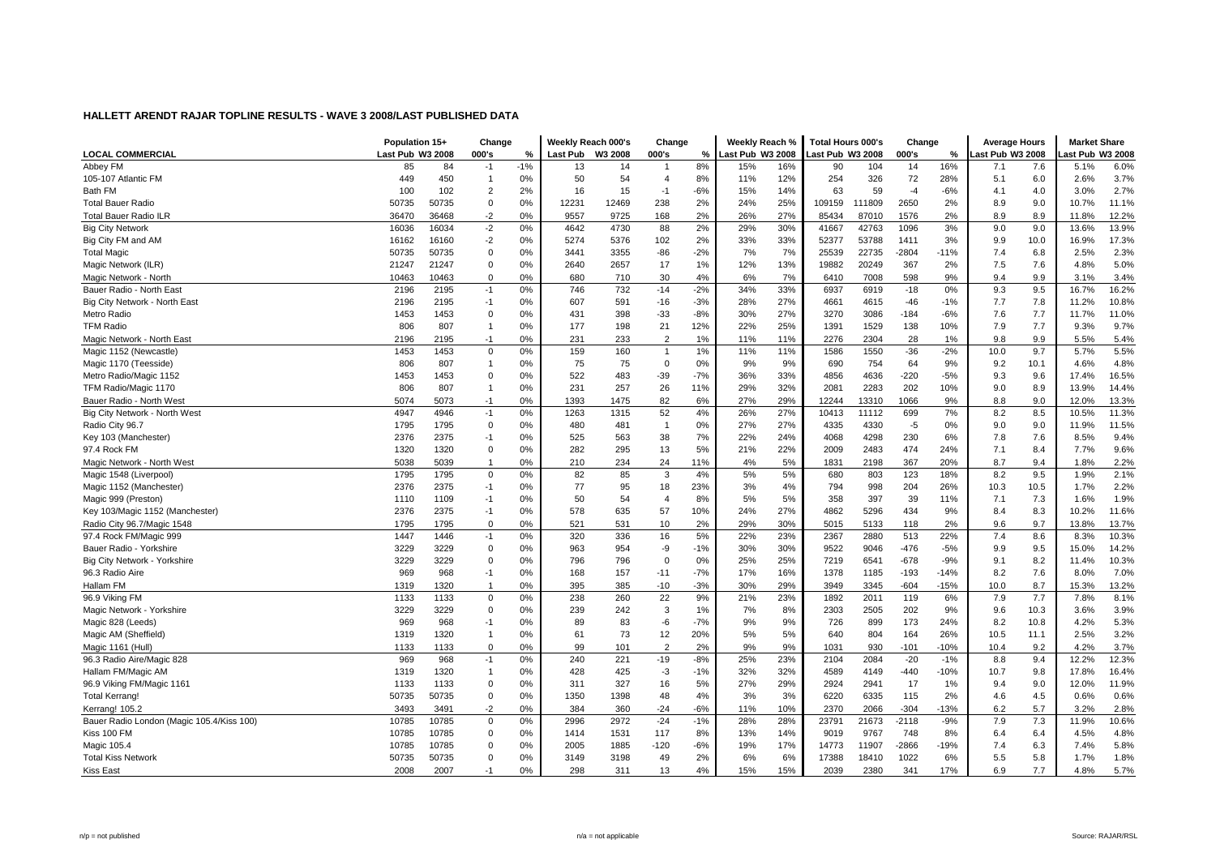## HALLETT ARENDT RAJAR TOPLINE RESULTS - WAVE 3 2008/LAST PUBLISHED DATA

| | Population 15+ | | Change | | Weekly Reach 000's | | Change | | Weekly Reach % | | Total Hours 000's | | Change | | Average Hours | | Market Share | |
|---|---|---|---|---|---|---|---|---|---|---|---|---|---|---|---|---|---|---|
| LOCAL COMMERCIAL | Last Pub | W3 2008 | 000's | % | Last Pub | W3 2008 | 000's | % | Last Pub | W3 2008 | Last Pub | W3 2008 | 000's | % | Last Pub | W3 2008 | Last Pub | W3 2008 |
| Abbey FM | 85 | 84 | -1 | -1% | 13 | 14 | 1 | 8% | 15% | 16% | 90 | 104 | 14 | 16% | 7.1 | 7.6 | 5.1% | 6.0% |
| 105-107 Atlantic FM | 449 | 450 | 1 | 0% | 50 | 54 | 4 | 8% | 11% | 12% | 254 | 326 | 72 | 28% | 5.1 | 6.0 | 2.6% | 3.7% |
| Bath FM | 100 | 102 | 2 | 2% | 16 | 15 | -1 | -6% | 15% | 14% | 63 | 59 | -4 | -6% | 4.1 | 4.0 | 3.0% | 2.7% |
| Total Bauer Radio | 50735 | 50735 | 0 | 0% | 12231 | 12469 | 238 | 2% | 24% | 25% | 109159 | 111809 | 2650 | 2% | 8.9 | 9.0 | 10.7% | 11.1% |
| Total Bauer Radio ILR | 36470 | 36468 | -2 | 0% | 9557 | 9725 | 168 | 2% | 26% | 27% | 85434 | 87010 | 1576 | 2% | 8.9 | 8.9 | 11.8% | 12.2% |
| Big City Network | 16036 | 16034 | -2 | 0% | 4642 | 4730 | 88 | 2% | 29% | 30% | 41667 | 42763 | 1096 | 3% | 9.0 | 9.0 | 13.6% | 13.9% |
| Big City FM and AM | 16162 | 16160 | -2 | 0% | 5274 | 5376 | 102 | 2% | 33% | 33% | 52377 | 53788 | 1411 | 3% | 9.9 | 10.0 | 16.9% | 17.3% |
| Total Magic | 50735 | 50735 | 0 | 0% | 3441 | 3355 | -86 | -2% | 7% | 7% | 25539 | 22735 | -2804 | -11% | 7.4 | 6.8 | 2.5% | 2.3% |
| Magic Network (ILR) | 21247 | 21247 | 0 | 0% | 2640 | 2657 | 17 | 1% | 12% | 13% | 19882 | 20249 | 367 | 2% | 7.5 | 7.6 | 4.8% | 5.0% |
| Magic Network - North | 10463 | 10463 | 0 | 0% | 680 | 710 | 30 | 4% | 6% | 7% | 6410 | 7008 | 598 | 9% | 9.4 | 9.9 | 3.1% | 3.4% |
| Bauer Radio - North East | 2196 | 2195 | -1 | 0% | 746 | 732 | -14 | -2% | 34% | 33% | 6937 | 6919 | -18 | 0% | 9.3 | 9.5 | 16.7% | 16.2% |
| Big City Network - North East | 2196 | 2195 | -1 | 0% | 607 | 591 | -16 | -3% | 28% | 27% | 4661 | 4615 | -46 | -1% | 7.7 | 7.8 | 11.2% | 10.8% |
| Metro Radio | 1453 | 1453 | 0 | 0% | 431 | 398 | -33 | -8% | 30% | 27% | 3270 | 3086 | -184 | -6% | 7.6 | 7.7 | 11.7% | 11.0% |
| TFM Radio | 806 | 807 | 1 | 0% | 177 | 198 | 21 | 12% | 22% | 25% | 1391 | 1529 | 138 | 10% | 7.9 | 7.7 | 9.3% | 9.7% |
| Magic Network - North East | 2196 | 2195 | -1 | 0% | 231 | 233 | 2 | 1% | 11% | 11% | 2276 | 2304 | 28 | 1% | 9.8 | 9.9 | 5.5% | 5.4% |
| Magic 1152 (Newcastle) | 1453 | 1453 | 0 | 0% | 159 | 160 | 1 | 1% | 11% | 11% | 1586 | 1550 | -36 | -2% | 10.0 | 9.7 | 5.7% | 5.5% |
| Magic 1170 (Teesside) | 806 | 807 | 1 | 0% | 75 | 75 | 0 | 0% | 9% | 9% | 690 | 754 | 64 | 9% | 9.2 | 10.1 | 4.6% | 4.8% |
| Metro Radio/Magic 1152 | 1453 | 1453 | 0 | 0% | 522 | 483 | -39 | -7% | 36% | 33% | 4856 | 4636 | -220 | -5% | 9.3 | 9.6 | 17.4% | 16.5% |
| TFM Radio/Magic 1170 | 806 | 807 | 1 | 0% | 231 | 257 | 26 | 11% | 29% | 32% | 2081 | 2283 | 202 | 10% | 9.0 | 8.9 | 13.9% | 14.4% |
| Bauer Radio - North West | 5074 | 5073 | -1 | 0% | 1393 | 1475 | 82 | 6% | 27% | 29% | 12244 | 13310 | 1066 | 9% | 8.8 | 9.0 | 12.0% | 13.3% |
| Big City Network - North West | 4947 | 4946 | -1 | 0% | 1263 | 1315 | 52 | 4% | 26% | 27% | 10413 | 11112 | 699 | 7% | 8.2 | 8.5 | 10.5% | 11.3% |
| Radio City 96.7 | 1795 | 1795 | 0 | 0% | 480 | 481 | 1 | 0% | 27% | 27% | 4335 | 4330 | -5 | 0% | 9.0 | 9.0 | 11.9% | 11.5% |
| Key 103 (Manchester) | 2376 | 2375 | -1 | 0% | 525 | 563 | 38 | 7% | 22% | 24% | 4068 | 4298 | 230 | 6% | 7.8 | 7.6 | 8.5% | 9.4% |
| 97.4 Rock FM | 1320 | 1320 | 0 | 0% | 282 | 295 | 13 | 5% | 21% | 22% | 2009 | 2483 | 474 | 24% | 7.1 | 8.4 | 7.7% | 9.6% |
| Magic Network - North West | 5038 | 5039 | 1 | 0% | 210 | 234 | 24 | 11% | 4% | 5% | 1831 | 2198 | 367 | 20% | 8.7 | 9.4 | 1.8% | 2.2% |
| Magic 1548 (Liverpool) | 1795 | 1795 | 0 | 0% | 82 | 85 | 3 | 4% | 5% | 5% | 680 | 803 | 123 | 18% | 8.2 | 9.5 | 1.9% | 2.1% |
| Magic 1152 (Manchester) | 2376 | 2375 | -1 | 0% | 77 | 95 | 18 | 23% | 3% | 4% | 794 | 998 | 204 | 26% | 10.3 | 10.5 | 1.7% | 2.2% |
| Magic 999 (Preston) | 1110 | 1109 | -1 | 0% | 50 | 54 | 4 | 8% | 5% | 5% | 358 | 397 | 39 | 11% | 7.1 | 7.3 | 1.6% | 1.9% |
| Key 103/Magic 1152 (Manchester) | 2376 | 2375 | -1 | 0% | 578 | 635 | 57 | 10% | 24% | 27% | 4862 | 5296 | 434 | 9% | 8.4 | 8.3 | 10.2% | 11.6% |
| Radio City 96.7/Magic 1548 | 1795 | 1795 | 0 | 0% | 521 | 531 | 10 | 2% | 29% | 30% | 5015 | 5133 | 118 | 2% | 9.6 | 9.7 | 13.8% | 13.7% |
| 97.4 Rock FM/Magic 999 | 1447 | 1446 | -1 | 0% | 320 | 336 | 16 | 5% | 22% | 23% | 2367 | 2880 | 513 | 22% | 7.4 | 8.6 | 8.3% | 10.3% |
| Bauer Radio - Yorkshire | 3229 | 3229 | 0 | 0% | 963 | 954 | -9 | -1% | 30% | 30% | 9522 | 9046 | -476 | -5% | 9.9 | 9.5 | 15.0% | 14.2% |
| Big City Network - Yorkshire | 3229 | 3229 | 0 | 0% | 796 | 796 | 0 | 0% | 25% | 25% | 7219 | 6541 | -678 | -9% | 9.1 | 8.2 | 11.4% | 10.3% |
| 96.3 Radio Aire | 969 | 968 | -1 | 0% | 168 | 157 | -11 | -7% | 17% | 16% | 1378 | 1185 | -193 | -14% | 8.2 | 7.6 | 8.0% | 7.0% |
| Hallam FM | 1319 | 1320 | 1 | 0% | 395 | 385 | -10 | -3% | 30% | 29% | 3949 | 3345 | -604 | -15% | 10.0 | 8.7 | 15.3% | 13.2% |
| 96.9 Viking FM | 1133 | 1133 | 0 | 0% | 238 | 260 | 22 | 9% | 21% | 23% | 1892 | 2011 | 119 | 6% | 7.9 | 7.7 | 7.8% | 8.1% |
| Magic Network - Yorkshire | 3229 | 3229 | 0 | 0% | 239 | 242 | 3 | 1% | 7% | 8% | 2303 | 2505 | 202 | 9% | 9.6 | 10.3 | 3.6% | 3.9% |
| Magic 828 (Leeds) | 969 | 968 | -1 | 0% | 89 | 83 | -6 | -7% | 9% | 9% | 726 | 899 | 173 | 24% | 8.2 | 10.8 | 4.2% | 5.3% |
| Magic AM (Sheffield) | 1319 | 1320 | 1 | 0% | 61 | 73 | 12 | 20% | 5% | 5% | 640 | 804 | 164 | 26% | 10.5 | 11.1 | 2.5% | 3.2% |
| Magic 1161 (Hull) | 1133 | 1133 | 0 | 0% | 99 | 101 | 2 | 2% | 9% | 9% | 1031 | 930 | -101 | -10% | 10.4 | 9.2 | 4.2% | 3.7% |
| 96.3 Radio Aire/Magic 828 | 969 | 968 | -1 | 0% | 240 | 221 | -19 | -8% | 25% | 23% | 2104 | 2084 | -20 | -1% | 8.8 | 9.4 | 12.2% | 12.3% |
| Hallam FM/Magic AM | 1319 | 1320 | 1 | 0% | 428 | 425 | -3 | -1% | 32% | 32% | 4589 | 4149 | -440 | -10% | 10.7 | 9.8 | 17.8% | 16.4% |
| 96.9 Viking FM/Magic 1161 | 1133 | 1133 | 0 | 0% | 311 | 327 | 16 | 5% | 27% | 29% | 2924 | 2941 | 17 | 1% | 9.4 | 9.0 | 12.0% | 11.9% |
| Total Kerrang! | 50735 | 50735 | 0 | 0% | 1350 | 1398 | 48 | 4% | 3% | 3% | 6220 | 6335 | 115 | 2% | 4.6 | 4.5 | 0.6% | 0.6% |
| Kerrang! 105.2 | 3493 | 3491 | -2 | 0% | 384 | 360 | -24 | -6% | 11% | 10% | 2370 | 2066 | -304 | -13% | 6.2 | 5.7 | 3.2% | 2.8% |
| Bauer Radio London (Magic 105.4/Kiss 100) | 10785 | 10785 | 0 | 0% | 2996 | 2972 | -24 | -1% | 28% | 28% | 23791 | 21673 | -2118 | -9% | 7.9 | 7.3 | 11.9% | 10.6% |
| Kiss 100 FM | 10785 | 10785 | 0 | 0% | 1414 | 1531 | 117 | 8% | 13% | 14% | 9019 | 9767 | 748 | 8% | 6.4 | 6.4 | 4.5% | 4.8% |
| Magic 105.4 | 10785 | 10785 | 0 | 0% | 2005 | 1885 | -120 | -6% | 19% | 17% | 14773 | 11907 | -2866 | -19% | 7.4 | 6.3 | 7.4% | 5.8% |
| Total Kiss Network | 50735 | 50735 | 0 | 0% | 3149 | 3198 | 49 | 2% | 6% | 6% | 17388 | 18410 | 1022 | 6% | 5.5 | 5.8 | 1.7% | 1.8% |
| Kiss East | 2008 | 2007 | -1 | 0% | 298 | 311 | 13 | 4% | 15% | 15% | 2039 | 2380 | 341 | 17% | 6.9 | 7.7 | 4.8% | 5.7% |

n/p = not published    n/a = not applicable    Source: RAJAR/RSL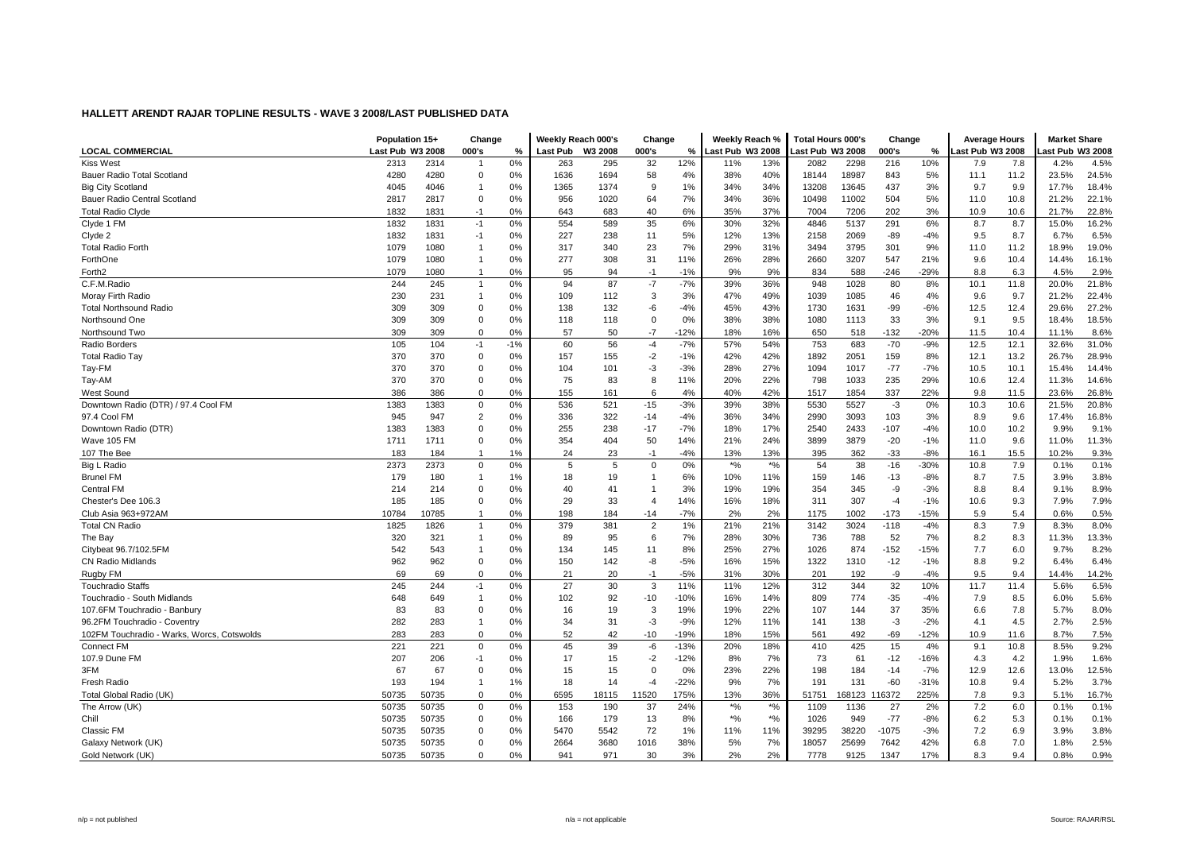## HALLETT ARENDT RAJAR TOPLINE RESULTS - WAVE 3 2008/LAST PUBLISHED DATA

| LOCAL COMMERCIAL | Population 15+ Last Pub | Population 15+ W3 2008 | Change 000's | Change % | Weekly Reach 000's Last Pub | Weekly Reach 000's W3 2008 | Change 000's | Change % | Weekly Reach % Last Pub | Weekly Reach % W3 2008 | Total Hours 000's Last Pub | Total Hours 000's W3 2008 | Change 000's | Change % | Average Hours Last Pub | Average Hours W3 2008 | Market Share Last Pub | Market Share W3 2008 |
|---|---|---|---|---|---|---|---|---|---|---|---|---|---|---|---|---|---|---|
| Kiss West | 2313 | 2314 | 1 | 0% | 263 | 295 | 32 | 12% | 11% | 13% | 2082 | 2298 | 216 | 10% | 7.9 | 7.8 | 4.2% | 4.5% |
| Bauer Radio Total Scotland | 4280 | 4280 | 0 | 0% | 1636 | 1694 | 58 | 4% | 38% | 40% | 18144 | 18987 | 843 | 5% | 11.1 | 11.2 | 23.5% | 24.5% |
| Big City Scotland | 4045 | 4046 | 1 | 0% | 1365 | 1374 | 9 | 1% | 34% | 34% | 13208 | 13645 | 437 | 3% | 9.7 | 9.9 | 17.7% | 18.4% |
| Bauer Radio Central Scotland | 2817 | 2817 | 0 | 0% | 956 | 1020 | 64 | 7% | 34% | 36% | 10498 | 11002 | 504 | 5% | 11.0 | 10.8 | 21.2% | 22.1% |
| Total Radio Clyde | 1832 | 1831 | -1 | 0% | 643 | 683 | 40 | 6% | 35% | 37% | 7004 | 7206 | 202 | 3% | 10.9 | 10.6 | 21.7% | 22.8% |
| Clyde 1 FM | 1832 | 1831 | -1 | 0% | 554 | 589 | 35 | 6% | 30% | 32% | 4846 | 5137 | 291 | 6% | 8.7 | 8.7 | 15.0% | 16.2% |
| Clyde 2 | 1832 | 1831 | -1 | 0% | 227 | 238 | 11 | 5% | 12% | 13% | 2158 | 2069 | -89 | -4% | 9.5 | 8.7 | 6.7% | 6.5% |
| Total Radio Forth | 1079 | 1080 | 1 | 0% | 317 | 340 | 23 | 7% | 29% | 31% | 3494 | 3795 | 301 | 9% | 11.0 | 11.2 | 18.9% | 19.0% |
| ForthOne | 1079 | 1080 | 1 | 0% | 277 | 308 | 31 | 11% | 26% | 28% | 2660 | 3207 | 547 | 21% | 9.6 | 10.4 | 14.4% | 16.1% |
| Forth2 | 1079 | 1080 | 1 | 0% | 95 | 94 | -1 | -1% | 9% | 9% | 834 | 588 | -246 | -29% | 8.8 | 6.3 | 4.5% | 2.9% |
| C.F.M.Radio | 244 | 245 | 1 | 0% | 94 | 87 | -7 | -7% | 39% | 36% | 948 | 1028 | 80 | 8% | 10.1 | 11.8 | 20.0% | 21.8% |
| Moray Firth Radio | 230 | 231 | 1 | 0% | 109 | 112 | 3 | 3% | 47% | 49% | 1039 | 1085 | 46 | 4% | 9.6 | 9.7 | 21.2% | 22.4% |
| Total Northsound Radio | 309 | 309 | 0 | 0% | 138 | 132 | -6 | -4% | 45% | 43% | 1730 | 1631 | -99 | -6% | 12.5 | 12.4 | 29.6% | 27.2% |
| Northsound One | 309 | 309 | 0 | 0% | 118 | 118 | 0 | 0% | 38% | 38% | 1080 | 1113 | 33 | 3% | 9.1 | 9.5 | 18.4% | 18.5% |
| Northsound Two | 309 | 309 | 0 | 0% | 57 | 50 | -7 | -12% | 18% | 16% | 650 | 518 | -132 | -20% | 11.5 | 10.4 | 11.1% | 8.6% |
| Radio Borders | 105 | 104 | -1 | -1% | 60 | 56 | -4 | -7% | 57% | 54% | 753 | 683 | -70 | -9% | 12.5 | 12.1 | 32.6% | 31.0% |
| Total Radio Tay | 370 | 370 | 0 | 0% | 157 | 155 | -2 | -1% | 42% | 42% | 1892 | 2051 | 159 | 8% | 12.1 | 13.2 | 26.7% | 28.9% |
| Tay-FM | 370 | 370 | 0 | 0% | 104 | 101 | -3 | -3% | 28% | 27% | 1094 | 1017 | -77 | -7% | 10.5 | 10.1 | 15.4% | 14.4% |
| Tay-AM | 370 | 370 | 0 | 0% | 75 | 83 | 8 | 11% | 20% | 22% | 798 | 1033 | 235 | 29% | 10.6 | 12.4 | 11.3% | 14.6% |
| West Sound | 386 | 386 | 0 | 0% | 155 | 161 | 6 | 4% | 40% | 42% | 1517 | 1854 | 337 | 22% | 9.8 | 11.5 | 23.6% | 26.8% |
| Downtown Radio (DTR) / 97.4 Cool FM | 1383 | 1383 | 0 | 0% | 536 | 521 | -15 | -3% | 39% | 38% | 5530 | 5527 | -3 | 0% | 10.3 | 10.6 | 21.5% | 20.8% |
| 97.4 Cool FM | 945 | 947 | 2 | 0% | 336 | 322 | -14 | -4% | 36% | 34% | 2990 | 3093 | 103 | 3% | 8.9 | 9.6 | 17.4% | 16.8% |
| Downtown Radio (DTR) | 1383 | 1383 | 0 | 0% | 255 | 238 | -17 | -7% | 18% | 17% | 2540 | 2433 | -107 | -4% | 10.0 | 10.2 | 9.9% | 9.1% |
| Wave 105 FM | 1711 | 1711 | 0 | 0% | 354 | 404 | 50 | 14% | 21% | 24% | 3899 | 3879 | -20 | -1% | 11.0 | 9.6 | 11.0% | 11.3% |
| 107 The Bee | 183 | 184 | 1 | 1% | 24 | 23 | -1 | -4% | 13% | 13% | 395 | 362 | -33 | -8% | 16.1 | 15.5 | 10.2% | 9.3% |
| Big L Radio | 2373 | 2373 | 0 | 0% | 5 | 5 | 0 | 0% | *% | *% | 54 | 38 | -16 | -30% | 10.8 | 7.9 | 0.1% | 0.1% |
| Brunel FM | 179 | 180 | 1 | 1% | 18 | 19 | 1 | 6% | 10% | 11% | 159 | 146 | -13 | -8% | 8.7 | 7.5 | 3.9% | 3.8% |
| Central FM | 214 | 214 | 0 | 0% | 40 | 41 | 1 | 3% | 19% | 19% | 354 | 345 | -9 | -3% | 8.8 | 8.4 | 9.1% | 8.9% |
| Chester's Dee 106.3 | 185 | 185 | 0 | 0% | 29 | 33 | 4 | 14% | 16% | 18% | 311 | 307 | -4 | -1% | 10.6 | 9.3 | 7.9% | 7.9% |
| Club Asia 963+972AM | 10784 | 10785 | 1 | 0% | 198 | 184 | -14 | -7% | 2% | 2% | 1175 | 1002 | -173 | -15% | 5.9 | 5.4 | 0.6% | 0.5% |
| Total CN Radio | 1825 | 1826 | 1 | 0% | 379 | 381 | 2 | 1% | 21% | 21% | 3142 | 3024 | -118 | -4% | 8.3 | 7.9 | 8.3% | 8.0% |
| The Bay | 320 | 321 | 1 | 0% | 89 | 95 | 6 | 7% | 28% | 30% | 736 | 788 | 52 | 7% | 8.2 | 8.3 | 11.3% | 13.3% |
| Citybeat 96.7/102.5FM | 542 | 543 | 1 | 0% | 134 | 145 | 11 | 8% | 25% | 27% | 1026 | 874 | -152 | -15% | 7.7 | 6.0 | 9.7% | 8.2% |
| CN Radio Midlands | 962 | 962 | 0 | 0% | 150 | 142 | -8 | -5% | 16% | 15% | 1322 | 1310 | -12 | -1% | 8.8 | 9.2 | 6.4% | 6.4% |
| Rugby FM | 69 | 69 | 0 | 0% | 21 | 20 | -1 | -5% | 31% | 30% | 201 | 192 | -9 | -4% | 9.5 | 9.4 | 14.4% | 14.2% |
| Touchradio Staffs | 245 | 244 | -1 | 0% | 27 | 30 | 3 | 11% | 11% | 12% | 312 | 344 | 32 | 10% | 11.7 | 11.4 | 5.6% | 6.5% |
| Touchradio - South Midlands | 648 | 649 | 1 | 0% | 102 | 92 | -10 | -10% | 16% | 14% | 809 | 774 | -35 | -4% | 7.9 | 8.5 | 6.0% | 5.6% |
| 107.6FM Touchradio - Banbury | 83 | 83 | 0 | 0% | 16 | 19 | 3 | 19% | 19% | 22% | 107 | 144 | 37 | 35% | 6.6 | 7.8 | 5.7% | 8.0% |
| 96.2FM Touchradio - Coventry | 282 | 283 | 1 | 0% | 34 | 31 | -3 | -9% | 12% | 11% | 141 | 138 | -3 | -2% | 4.1 | 4.5 | 2.7% | 2.5% |
| 102FM Touchradio - Warks, Worcs, Cotswolds | 283 | 283 | 0 | 0% | 52 | 42 | -10 | -19% | 18% | 15% | 561 | 492 | -69 | -12% | 10.9 | 11.6 | 8.7% | 7.5% |
| Connect FM | 221 | 221 | 0 | 0% | 45 | 39 | -6 | -13% | 20% | 18% | 410 | 425 | 15 | 4% | 9.1 | 10.8 | 8.5% | 9.2% |
| 107.9 Dune FM | 207 | 206 | -1 | 0% | 17 | 15 | -2 | -12% | 8% | 7% | 73 | 61 | -12 | -16% | 4.3 | 4.2 | 1.9% | 1.6% |
| 3FM | 67 | 67 | 0 | 0% | 15 | 15 | 0 | 0% | 23% | 22% | 198 | 184 | -14 | -7% | 12.9 | 12.6 | 13.0% | 12.5% |
| Fresh Radio | 193 | 194 | 1 | 1% | 18 | 14 | -4 | -22% | 9% | 7% | 191 | 131 | -60 | -31% | 10.8 | 9.4 | 5.2% | 3.7% |
| Total Global Radio (UK) | 50735 | 50735 | 0 | 0% | 6595 | 18115 | 11520 | 175% | 13% | 36% | 51751 | 168123 | 116372 | 225% | 7.8 | 9.3 | 5.1% | 16.7% |
| The Arrow (UK) | 50735 | 50735 | 0 | 0% | 153 | 190 | 37 | 24% | *% | *% | 1109 | 1136 | 27 | 2% | 7.2 | 6.0 | 0.1% | 0.1% |
| Chill | 50735 | 50735 | 0 | 0% | 166 | 179 | 13 | 8% | *% | *% | 1026 | 949 | -77 | -8% | 6.2 | 5.3 | 0.1% | 0.1% |
| Classic FM | 50735 | 50735 | 0 | 0% | 5470 | 5542 | 72 | 1% | 11% | 11% | 39295 | 38220 | -1075 | -3% | 7.2 | 6.9 | 3.9% | 3.8% |
| Galaxy Network (UK) | 50735 | 50735 | 0 | 0% | 2664 | 3680 | 1016 | 38% | 5% | 7% | 18057 | 25699 | 7642 | 42% | 6.8 | 7.0 | 1.8% | 2.5% |
| Gold Network (UK) | 50735 | 50735 | 0 | 0% | 941 | 971 | 30 | 3% | 2% | 2% | 7778 | 9125 | 1347 | 17% | 8.3 | 9.4 | 0.8% | 0.9% |

n/p = not published | n/a = not applicable | Source: RAJAR/RSL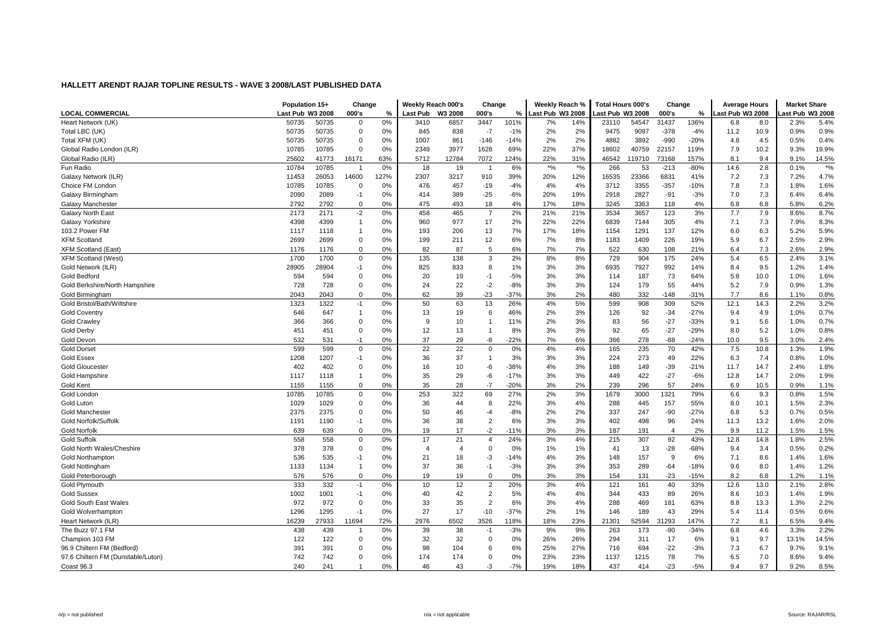## HALLETT ARENDT RAJAR TOPLINE RESULTS - WAVE 3 2008/LAST PUBLISHED DATA

| | Population 15+ | | Change | | Weekly Reach 000's | | Change | | Weekly Reach % | | Total Hours 000's | | Change | | Average Hours | | Market Share | |
|---|---|---|---|---|---|---|---|---|---|---|---|---|---|---|---|---|---|---|
| LOCAL COMMERCIAL | Last Pub | W3 2008 | 000's | % | Last Pub | W3 2008 | 000's | % | Last Pub | W3 2008 | Last Pub | W3 2008 | 000's | % | Last Pub | W3 2008 | Last Pub | W3 2008 |
| Heart Network (UK) | 50735 | 50735 | 0 | 0% | 3410 | 6857 | 3447 | 101% | 7% | 14% | 23110 | 54547 | 31437 | 136% | 6.8 | 8.0 | 2.3% | 5.4% |
| Total LBC (UK) | 50735 | 50735 | 0 | 0% | 845 | 838 | -7 | -1% | 2% | 2% | 9475 | 9097 | -378 | -4% | 11.2 | 10.9 | 0.9% | 0.9% |
| Total XFM (UK) | 50735 | 50735 | 0 | 0% | 1007 | 861 | -146 | -14% | 2% | 2% | 4882 | 3892 | -990 | -20% | 4.8 | 4.5 | 0.5% | 0.4% |
| Global Radio London (ILR) | 10785 | 10785 | 0 | 0% | 2349 | 3977 | 1628 | 69% | 22% | 37% | 18602 | 40759 | 22157 | 119% | 7.9 | 10.2 | 9.3% | 19.9% |
| Global Radio (ILR) | 25602 | 41773 | 16171 | 63% | 5712 | 12784 | 7072 | 124% | 22% | 31% | 46542 | 119710 | 73168 | 157% | 8.1 | 9.4 | 9.1% | 14.5% |
| Fun Radio | 10784 | 10785 | 1 | 0% | 18 | 19 | 1 | 6% | *% | *% | 266 | 53 | -213 | -80% | 14.6 | 2.8 | 0.1% | *% |
| Galaxy Network (ILR) | 11453 | 26053 | 14600 | 127% | 2307 | 3217 | 910 | 39% | 20% | 12% | 16535 | 23366 | 6831 | 41% | 7.2 | 7.3 | 7.2% | 4.7% |
| Choice FM London | 10785 | 10785 | 0 | 0% | 476 | 457 | -19 | -4% | 4% | 4% | 3712 | 3355 | -357 | -10% | 7.8 | 7.3 | 1.8% | 1.6% |
| Galaxy Birmingham | 2090 | 2089 | -1 | 0% | 414 | 389 | -25 | -6% | 20% | 19% | 2918 | 2827 | -91 | -3% | 7.0 | 7.3 | 6.4% | 6.4% |
| Galaxy Manchester | 2792 | 2792 | 0 | 0% | 475 | 493 | 18 | 4% | 17% | 18% | 3245 | 3363 | 118 | 4% | 6.8 | 6.8 | 5.8% | 6.2% |
| Galaxy North East | 2173 | 2171 | -2 | 0% | 458 | 465 | 7 | 2% | 21% | 21% | 3534 | 3657 | 123 | 3% | 7.7 | 7.9 | 8.6% | 8.7% |
| Galaxy Yorkshire | 4398 | 4399 | 1 | 0% | 960 | 977 | 17 | 2% | 22% | 22% | 6839 | 7144 | 305 | 4% | 7.1 | 7.3 | 7.9% | 8.3% |
| 103.2 Power FM | 1117 | 1118 | 1 | 0% | 193 | 206 | 13 | 7% | 17% | 18% | 1154 | 1291 | 137 | 12% | 6.0 | 6.3 | 5.2% | 5.9% |
| XFM Scotland | 2699 | 2699 | 0 | 0% | 199 | 211 | 12 | 6% | 7% | 8% | 1183 | 1409 | 226 | 19% | 5.9 | 6.7 | 2.5% | 2.9% |
| XFM Scotland (East) | 1176 | 1176 | 0 | 0% | 82 | 87 | 5 | 6% | 7% | 7% | 522 | 630 | 108 | 21% | 6.4 | 7.3 | 2.6% | 2.9% |
| XFM Scotland (West) | 1700 | 1700 | 0 | 0% | 135 | 138 | 3 | 2% | 8% | 8% | 729 | 904 | 175 | 24% | 5.4 | 6.5 | 2.4% | 3.1% |
| Gold Network (ILR) | 28905 | 28904 | -1 | 0% | 825 | 833 | 8 | 1% | 3% | 3% | 6935 | 7927 | 992 | 14% | 8.4 | 9.5 | 1.2% | 1.4% |
| Gold Bedford | 594 | 594 | 0 | 0% | 20 | 19 | -1 | -5% | 3% | 3% | 114 | 187 | 73 | 64% | 5.8 | 10.0 | 1.0% | 1.6% |
| Gold Berkshire/North Hampshire | 728 | 728 | 0 | 0% | 24 | 22 | -2 | -8% | 3% | 3% | 124 | 179 | 55 | 44% | 5.2 | 7.9 | 0.9% | 1.3% |
| Gold Birmingham | 2043 | 2043 | 0 | 0% | 62 | 39 | -23 | -37% | 3% | 2% | 480 | 332 | -148 | -31% | 7.7 | 8.6 | 1.1% | 0.8% |
| Gold Bristol/Bath/Wiltshire | 1323 | 1322 | -1 | 0% | 50 | 63 | 13 | 26% | 4% | 5% | 599 | 908 | 309 | 52% | 12.1 | 14.3 | 2.2% | 3.2% |
| Gold Coventry | 646 | 647 | 1 | 0% | 13 | 19 | 6 | 46% | 2% | 3% | 126 | 92 | -34 | -27% | 9.4 | 4.9 | 1.0% | 0.7% |
| Gold Crawley | 366 | 366 | 0 | 0% | 9 | 10 | 1 | 11% | 2% | 3% | 83 | 56 | -27 | -33% | 9.1 | 5.6 | 1.0% | 0.7% |
| Gold Derby | 451 | 451 | 0 | 0% | 12 | 13 | 1 | 8% | 3% | 3% | 92 | 65 | -27 | -29% | 8.0 | 5.2 | 1.0% | 0.8% |
| Gold Devon | 532 | 531 | -1 | 0% | 37 | 29 | -8 | -22% | 7% | 6% | 366 | 278 | -88 | -24% | 10.0 | 9.5 | 3.0% | 2.4% |
| Gold Dorset | 599 | 599 | 0 | 0% | 22 | 22 | 0 | 0% | 4% | 4% | 165 | 235 | 70 | 42% | 7.5 | 10.8 | 1.3% | 1.9% |
| Gold Essex | 1208 | 1207 | -1 | 0% | 36 | 37 | 1 | 3% | 3% | 3% | 224 | 273 | 49 | 22% | 6.3 | 7.4 | 0.8% | 1.0% |
| Gold Gloucester | 402 | 402 | 0 | 0% | 16 | 10 | -6 | -38% | 4% | 3% | 188 | 149 | -39 | -21% | 11.7 | 14.7 | 2.4% | 1.8% |
| Gold Hampshire | 1117 | 1118 | 1 | 0% | 35 | 29 | -6 | -17% | 3% | 3% | 449 | 422 | -27 | -6% | 12.8 | 14.7 | 2.0% | 1.9% |
| Gold Kent | 1155 | 1155 | 0 | 0% | 35 | 28 | -7 | -20% | 3% | 2% | 239 | 296 | 57 | 24% | 6.9 | 10.5 | 0.9% | 1.1% |
| Gold London | 10785 | 10785 | 0 | 0% | 253 | 322 | 69 | 27% | 2% | 3% | 1679 | 3000 | 1321 | 79% | 6.6 | 9.3 | 0.8% | 1.5% |
| Gold Luton | 1029 | 1029 | 0 | 0% | 36 | 44 | 8 | 22% | 3% | 4% | 288 | 445 | 157 | 55% | 8.0 | 10.1 | 1.5% | 2.3% |
| Gold Manchester | 2375 | 2375 | 0 | 0% | 50 | 46 | -4 | -8% | 2% | 2% | 337 | 247 | -90 | -27% | 6.8 | 5.3 | 0.7% | 0.5% |
| Gold Norfolk/Suffolk | 1191 | 1190 | -1 | 0% | 36 | 38 | 2 | 6% | 3% | 3% | 402 | 498 | 96 | 24% | 11.3 | 13.2 | 1.6% | 2.0% |
| Gold Norfolk | 639 | 639 | 0 | 0% | 19 | 17 | -2 | -11% | 3% | 3% | 187 | 191 | 4 | 2% | 9.9 | 11.2 | 1.5% | 1.5% |
| Gold Suffolk | 558 | 558 | 0 | 0% | 17 | 21 | 4 | 24% | 3% | 4% | 215 | 307 | 92 | 43% | 12.8 | 14.8 | 1.8% | 2.5% |
| Gold North Wales/Cheshire | 378 | 378 | 0 | 0% | 4 | 4 | 0 | 0% | 1% | 1% | 41 | 13 | -28 | -68% | 9.4 | 3.4 | 0.5% | 0.2% |
| Gold Northampton | 536 | 535 | -1 | 0% | 21 | 18 | -3 | -14% | 4% | 3% | 148 | 157 | 9 | 6% | 7.1 | 8.6 | 1.4% | 1.6% |
| Gold Nottingham | 1133 | 1134 | 1 | 0% | 37 | 36 | -1 | -3% | 3% | 3% | 353 | 289 | -64 | -18% | 9.6 | 8.0 | 1.4% | 1.2% |
| Gold Peterborough | 576 | 576 | 0 | 0% | 19 | 19 | 0 | 0% | 3% | 3% | 154 | 131 | -23 | -15% | 8.2 | 6.8 | 1.2% | 1.1% |
| Gold Plymouth | 333 | 332 | -1 | 0% | 10 | 12 | 2 | 20% | 3% | 4% | 121 | 161 | 40 | 33% | 12.6 | 13.0 | 2.1% | 2.8% |
| Gold Sussex | 1002 | 1001 | -1 | 0% | 40 | 42 | 2 | 5% | 4% | 4% | 344 | 433 | 89 | 26% | 8.6 | 10.3 | 1.4% | 1.9% |
| Gold South East Wales | 972 | 972 | 0 | 0% | 33 | 35 | 2 | 6% | 3% | 4% | 288 | 469 | 181 | 63% | 8.8 | 13.3 | 1.3% | 2.2% |
| Gold Wolverhampton | 1296 | 1295 | -1 | 0% | 27 | 17 | -10 | -37% | 2% | 1% | 146 | 189 | 43 | 29% | 5.4 | 11.4 | 0.5% | 0.6% |
| Heart Network (ILR) | 16239 | 27933 | 11694 | 72% | 2976 | 6502 | 3526 | 118% | 18% | 23% | 21301 | 52594 | 31293 | 147% | 7.2 | 8.1 | 6.5% | 9.4% |
| The Buzz 97.1 FM | 438 | 439 | 1 | 0% | 39 | 38 | -1 | -3% | 9% | 9% | 263 | 173 | -90 | -34% | 6.8 | 4.6 | 3.3% | 2.2% |
| Champion 103 FM | 122 | 122 | 0 | 0% | 32 | 32 | 0 | 0% | 26% | 26% | 294 | 311 | 17 | 6% | 9.1 | 9.7 | 13.1% | 14.5% |
| 96.9 Chiltern FM (Bedford) | 391 | 391 | 0 | 0% | 98 | 104 | 6 | 6% | 25% | 27% | 716 | 694 | -22 | -3% | 7.3 | 6.7 | 9.7% | 9.1% |
| 97.6 Chiltern FM (Dunstable/Luton) | 742 | 742 | 0 | 0% | 174 | 174 | 0 | 0% | 23% | 23% | 1137 | 1215 | 78 | 7% | 6.5 | 7.0 | 8.6% | 9.4% |
| Coast 96.3 | 240 | 241 | 1 | 0% | 46 | 43 | -3 | -7% | 19% | 18% | 437 | 414 | -23 | -5% | 9.4 | 9.7 | 9.2% | 8.5% |

n/p = not published    n/a = not applicable    Source: RAJAR/RSL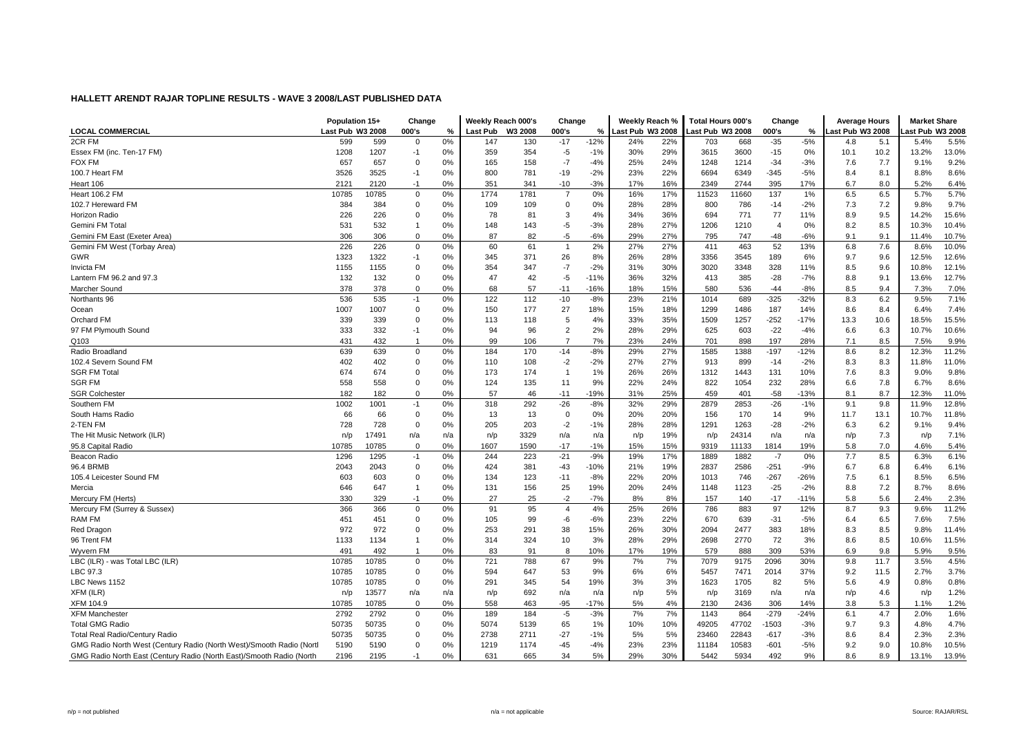# HALLETT ARENDT RAJAR TOPLINE RESULTS - WAVE 3 2008/LAST PUBLISHED DATA

| LOCAL COMMERCIAL | Population 15+ | | Change | | Weekly Reach 000's | | Change | | Weekly Reach % | | Total Hours 000's | | Change | | Average Hours | | Market Share | |
|---|---|---|---|---|---|---|---|---|---|---|---|---|---|---|---|---|---|---|
| | Last Pub | W3 2008 | 000's | % | Last Pub | W3 2008 | 000's | % | Last Pub | W3 2008 | Last Pub | W3 2008 | 000's | % | Last Pub | W3 2008 | Last Pub | W3 2008 |
| 2CR FM | 599 | 599 | 0 | 0% | 147 | 130 | -17 | -12% | 24% | 22% | 703 | 668 | -35 | -5% | 4.8 | 5.1 | 5.4% | 5.5% |
| Essex FM (inc. Ten-17 FM) | 1208 | 1207 | -1 | 0% | 359 | 354 | -5 | -1% | 30% | 29% | 3615 | 3600 | -15 | 0% | 10.1 | 10.2 | 13.2% | 13.0% |
| FOX FM | 657 | 657 | 0 | 0% | 165 | 158 | -7 | -4% | 25% | 24% | 1248 | 1214 | -34 | -3% | 7.6 | 7.7 | 9.1% | 9.2% |
| 100.7 Heart FM | 3526 | 3525 | -1 | 0% | 800 | 781 | -19 | -2% | 23% | 22% | 6694 | 6349 | -345 | -5% | 8.4 | 8.1 | 8.8% | 8.6% |
| Heart 106 | 2121 | 2120 | -1 | 0% | 351 | 341 | -10 | -3% | 17% | 16% | 2349 | 2744 | 395 | 17% | 6.7 | 8.0 | 5.2% | 6.4% |
| Heart 106.2 FM | 10785 | 10785 | 0 | 0% | 1774 | 1781 | 7 | 0% | 16% | 17% | 11523 | 11660 | 137 | 1% | 6.5 | 6.5 | 5.7% | 5.7% |
| 102.7 Hereward FM | 384 | 384 | 0 | 0% | 109 | 109 | 0 | 0% | 28% | 28% | 800 | 786 | -14 | -2% | 7.3 | 7.2 | 9.8% | 9.7% |
| Horizon Radio | 226 | 226 | 0 | 0% | 78 | 81 | 3 | 4% | 34% | 36% | 694 | 771 | 77 | 11% | 8.9 | 9.5 | 14.2% | 15.6% |
| Gemini FM Total | 531 | 532 | 1 | 0% | 148 | 143 | -5 | -3% | 28% | 27% | 1206 | 1210 | 4 | 0% | 8.2 | 8.5 | 10.3% | 10.4% |
| Gemini FM East (Exeter Area) | 306 | 306 | 0 | 0% | 87 | 82 | -5 | -6% | 29% | 27% | 795 | 747 | -48 | -6% | 9.1 | 9.1 | 11.4% | 10.7% |
| Gemini FM West (Torbay Area) | 226 | 226 | 0 | 0% | 60 | 61 | 1 | 2% | 27% | 27% | 411 | 463 | 52 | 13% | 6.8 | 7.6 | 8.6% | 10.0% |
| GWR | 1323 | 1322 | -1 | 0% | 345 | 371 | 26 | 8% | 26% | 28% | 3356 | 3545 | 189 | 6% | 9.7 | 9.6 | 12.5% | 12.6% |
| Invicta FM | 1155 | 1155 | 0 | 0% | 354 | 347 | -7 | -2% | 31% | 30% | 3020 | 3348 | 328 | 11% | 8.5 | 9.6 | 10.8% | 12.1% |
| Lantern FM 96.2 and 97.3 | 132 | 132 | 0 | 0% | 47 | 42 | -5 | -11% | 36% | 32% | 413 | 385 | -28 | -7% | 8.8 | 9.1 | 13.6% | 12.7% |
| Marcher Sound | 378 | 378 | 0 | 0% | 68 | 57 | -11 | -16% | 18% | 15% | 580 | 536 | -44 | -8% | 8.5 | 9.4 | 7.3% | 7.0% |
| Northants 96 | 536 | 535 | -1 | 0% | 122 | 112 | -10 | -8% | 23% | 21% | 1014 | 689 | -325 | -32% | 8.3 | 6.2 | 9.5% | 7.1% |
| Ocean | 1007 | 1007 | 0 | 0% | 150 | 177 | 27 | 18% | 15% | 18% | 1299 | 1486 | 187 | 14% | 8.6 | 8.4 | 6.4% | 7.4% |
| Orchard FM | 339 | 339 | 0 | 0% | 113 | 118 | 5 | 4% | 33% | 35% | 1509 | 1257 | -252 | -17% | 13.3 | 10.6 | 18.5% | 15.5% |
| 97 FM Plymouth Sound | 333 | 332 | -1 | 0% | 94 | 96 | 2 | 2% | 28% | 29% | 625 | 603 | -22 | -4% | 6.6 | 6.3 | 10.7% | 10.6% |
| Q103 | 431 | 432 | 1 | 0% | 99 | 106 | 7 | 7% | 23% | 24% | 701 | 898 | 197 | 28% | 7.1 | 8.5 | 7.5% | 9.9% |
| Radio Broadland | 639 | 639 | 0 | 0% | 184 | 170 | -14 | -8% | 29% | 27% | 1585 | 1388 | -197 | -12% | 8.6 | 8.2 | 12.3% | 11.2% |
| 102.4 Severn Sound FM | 402 | 402 | 0 | 0% | 110 | 108 | -2 | -2% | 27% | 27% | 913 | 899 | -14 | -2% | 8.3 | 8.3 | 11.8% | 11.0% |
| SGR FM Total | 674 | 674 | 0 | 0% | 173 | 174 | 1 | 1% | 26% | 26% | 1312 | 1443 | 131 | 10% | 7.6 | 8.3 | 9.0% | 9.8% |
| SGR FM | 558 | 558 | 0 | 0% | 124 | 135 | 11 | 9% | 22% | 24% | 822 | 1054 | 232 | 28% | 6.6 | 7.8 | 6.7% | 8.6% |
| SGR Colchester | 182 | 182 | 0 | 0% | 57 | 46 | -11 | -19% | 31% | 25% | 459 | 401 | -58 | -13% | 8.1 | 8.7 | 12.3% | 11.0% |
| Southern FM | 1002 | 1001 | -1 | 0% | 318 | 292 | -26 | -8% | 32% | 29% | 2879 | 2853 | -26 | -1% | 9.1 | 9.8 | 11.9% | 12.8% |
| South Hams Radio | 66 | 66 | 0 | 0% | 13 | 13 | 0 | 0% | 20% | 20% | 156 | 170 | 14 | 9% | 11.7 | 13.1 | 10.7% | 11.8% |
| 2-TEN FM | 728 | 728 | 0 | 0% | 205 | 203 | -2 | -1% | 28% | 28% | 1291 | 1263 | -28 | -2% | 6.3 | 6.2 | 9.1% | 9.4% |
| The Hit Music Network (ILR) | n/p | 17491 | n/a | n/a | n/p | 3329 | n/a | n/a | n/p | 19% | n/p | 24314 | n/a | n/a | n/p | 7.3 | n/p | 7.1% |
| 95.8 Capital Radio | 10785 | 10785 | 0 | 0% | 1607 | 1590 | -17 | -1% | 15% | 15% | 9319 | 11133 | 1814 | 19% | 5.8 | 7.0 | 4.6% | 5.4% |
| Beacon Radio | 1296 | 1295 | -1 | 0% | 244 | 223 | -21 | -9% | 19% | 17% | 1889 | 1882 | -7 | 0% | 7.7 | 8.5 | 6.3% | 6.1% |
| 96.4 BRMB | 2043 | 2043 | 0 | 0% | 424 | 381 | -43 | -10% | 21% | 19% | 2837 | 2586 | -251 | -9% | 6.7 | 6.8 | 6.4% | 6.1% |
| 105.4 Leicester Sound FM | 603 | 603 | 0 | 0% | 134 | 123 | -11 | -8% | 22% | 20% | 1013 | 746 | -267 | -26% | 7.5 | 6.1 | 8.5% | 6.5% |
| Mercia | 646 | 647 | 1 | 0% | 131 | 156 | 25 | 19% | 20% | 24% | 1148 | 1123 | -25 | -2% | 8.8 | 7.2 | 8.7% | 8.6% |
| Mercury FM (Herts) | 330 | 329 | -1 | 0% | 27 | 25 | -2 | -7% | 8% | 8% | 157 | 140 | -17 | -11% | 5.8 | 5.6 | 2.4% | 2.3% |
| Mercury FM (Surrey & Sussex) | 366 | 366 | 0 | 0% | 91 | 95 | 4 | 4% | 25% | 26% | 786 | 883 | 97 | 12% | 8.7 | 9.3 | 9.6% | 11.2% |
| RAM FM | 451 | 451 | 0 | 0% | 105 | 99 | -6 | -6% | 23% | 22% | 670 | 639 | -31 | -5% | 6.4 | 6.5 | 7.6% | 7.5% |
| Red Dragon | 972 | 972 | 0 | 0% | 253 | 291 | 38 | 15% | 26% | 30% | 2094 | 2477 | 383 | 18% | 8.3 | 8.5 | 9.8% | 11.4% |
| 96 Trent FM | 1133 | 1134 | 1 | 0% | 314 | 324 | 10 | 3% | 28% | 29% | 2698 | 2770 | 72 | 3% | 8.6 | 8.5 | 10.6% | 11.5% |
| Wyvern FM | 491 | 492 | 1 | 0% | 83 | 91 | 8 | 10% | 17% | 19% | 579 | 888 | 309 | 53% | 6.9 | 9.8 | 5.9% | 9.5% |
| LBC (ILR) - was Total LBC (ILR) | 10785 | 10785 | 0 | 0% | 721 | 788 | 67 | 9% | 7% | 7% | 7079 | 9175 | 2096 | 30% | 9.8 | 11.7 | 3.5% | 4.5% |
| LBC 97.3 | 10785 | 10785 | 0 | 0% | 594 | 647 | 53 | 9% | 6% | 6% | 5457 | 7471 | 2014 | 37% | 9.2 | 11.5 | 2.7% | 3.7% |
| LBC News 1152 | 10785 | 10785 | 0 | 0% | 291 | 345 | 54 | 19% | 3% | 3% | 1623 | 1705 | 82 | 5% | 5.6 | 4.9 | 0.8% | 0.8% |
| XFM (ILR) | n/p | 13577 | n/a | n/a | n/p | 692 | n/a | n/a | n/p | 5% | n/p | 3169 | n/a | n/a | n/p | 4.6 | n/p | 1.2% |
| XFM 104.9 | 10785 | 10785 | 0 | 0% | 558 | 463 | -95 | -17% | 5% | 4% | 2130 | 2436 | 306 | 14% | 3.8 | 5.3 | 1.1% | 1.2% |
| XFM Manchester | 2792 | 2792 | 0 | 0% | 189 | 184 | -5 | -3% | 7% | 7% | 1143 | 864 | -279 | -24% | 6.1 | 4.7 | 2.0% | 1.6% |
| Total GMG Radio | 50735 | 50735 | 0 | 0% | 5074 | 5139 | 65 | 1% | 10% | 10% | 49205 | 47702 | -1503 | -3% | 9.7 | 9.3 | 4.8% | 4.7% |
| Total Real Radio/Century Radio | 50735 | 50735 | 0 | 0% | 2738 | 2711 | -27 | -1% | 5% | 5% | 23460 | 22843 | -617 | -3% | 8.6 | 8.4 | 2.3% | 2.3% |
| GMG Radio North West (Century Radio (North West)/Smooth Radio (North | 5190 | 5190 | 0 | 0% | 1219 | 1174 | -45 | -4% | 23% | 23% | 11184 | 10583 | -601 | -5% | 9.2 | 9.0 | 10.8% | 10.5% |
| GMG Radio North East (Century Radio (North East)/Smooth Radio (North | 2196 | 2195 | -1 | 0% | 631 | 665 | 34 | 5% | 29% | 30% | 5442 | 5934 | 492 | 9% | 8.6 | 8.9 | 13.1% | 13.9% |

n/p = not published n/a = not applicable Source: RAJAR/RSL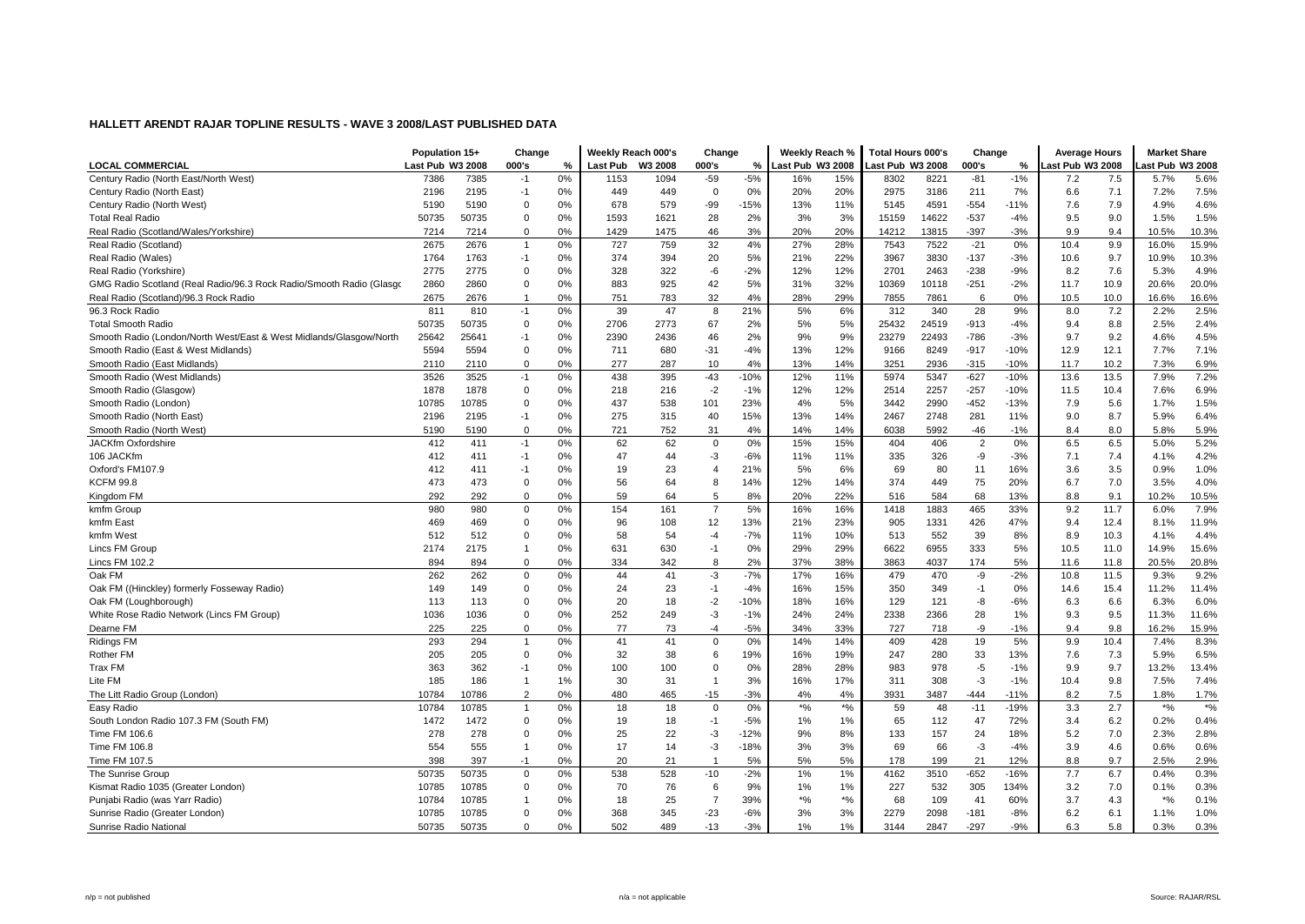## HALLETT ARENDT RAJAR TOPLINE RESULTS - WAVE 3 2008/LAST PUBLISHED DATA

| LOCAL COMMERCIAL | Population 15+ | | Change | | Weekly Reach 000's | | Change | | Weekly Reach % | | Total Hours 000's | | Change | | Average Hours | | Market Share | |
|---|---|---|---|---|---|---|---|---|---|---|---|---|---|---|---|---|---|---|
| | Last Pub | W3 2008 | 000's | % | Last Pub | W3 2008 | 000's | % | Last Pub | W3 2008 | Last Pub | W3 2008 | 000's | % | Last Pub | W3 2008 | Last Pub | W3 2008 |
| Century Radio (North East/North West) | 7386 | 7385 | -1 | 0% | 1153 | 1094 | -59 | -5% | 16% | 15% | 8302 | 8221 | -81 | -1% | 7.2 | 7.5 | 5.7% | 5.6% |
| Century Radio (North East) | 2196 | 2195 | -1 | 0% | 449 | 449 | 0 | 0% | 20% | 20% | 2975 | 3186 | 211 | 7% | 6.6 | 7.1 | 7.2% | 7.5% |
| Century Radio (North West) | 5190 | 5190 | 0 | 0% | 678 | 579 | -99 | -15% | 13% | 11% | 5145 | 4591 | -554 | -11% | 7.6 | 7.9 | 4.9% | 4.6% |
| Total Real Radio | 50735 | 50735 | 0 | 0% | 1593 | 1621 | 28 | 2% | 3% | 3% | 15159 | 14622 | -537 | -4% | 9.5 | 9.0 | 1.5% | 1.5% |
| Real Radio (Scotland/Wales/Yorkshire) | 7214 | 7214 | 0 | 0% | 1429 | 1475 | 46 | 3% | 20% | 20% | 14212 | 13815 | -397 | -3% | 9.9 | 9.4 | 10.5% | 10.3% |
| Real Radio (Scotland) | 2675 | 2676 | 1 | 0% | 727 | 759 | 32 | 4% | 27% | 28% | 7543 | 7522 | -21 | 0% | 10.4 | 9.9 | 16.0% | 15.9% |
| Real Radio (Wales) | 1764 | 1763 | -1 | 0% | 374 | 394 | 20 | 5% | 21% | 22% | 3967 | 3830 | -137 | -3% | 10.6 | 9.7 | 10.9% | 10.3% |
| Real Radio (Yorkshire) | 2775 | 2775 | 0 | 0% | 328 | 322 | -6 | -2% | 12% | 12% | 2701 | 2463 | -238 | -9% | 8.2 | 7.6 | 5.3% | 4.9% |
| GMG Radio Scotland (Real Radio/96.3 Rock Radio/Smooth Radio (Glasgo | 2860 | 2860 | 0 | 0% | 883 | 925 | 42 | 5% | 31% | 32% | 10369 | 10118 | -251 | -2% | 11.7 | 10.9 | 20.6% | 20.0% |
| Real Radio (Scotland)/96.3 Rock Radio | 2675 | 2676 | 1 | 0% | 751 | 783 | 32 | 4% | 28% | 29% | 7855 | 7861 | 6 | 0% | 10.5 | 10.0 | 16.6% | 16.6% |
| 96.3 Rock Radio | 811 | 810 | -1 | 0% | 39 | 47 | 8 | 21% | 5% | 6% | 312 | 340 | 28 | 9% | 8.0 | 7.2 | 2.2% | 2.5% |
| Total Smooth Radio | 50735 | 50735 | 0 | 0% | 2706 | 2773 | 67 | 2% | 5% | 5% | 25432 | 24519 | -913 | -4% | 9.4 | 8.8 | 2.5% | 2.4% |
| Smooth Radio (London/North West/East & West Midlands/Glasgow/North | 25642 | 25641 | -1 | 0% | 2390 | 2436 | 46 | 2% | 9% | 9% | 23279 | 22493 | -786 | -3% | 9.7 | 9.2 | 4.6% | 4.5% |
| Smooth Radio (East & West Midlands) | 5594 | 5594 | 0 | 0% | 711 | 680 | -31 | -4% | 13% | 12% | 9166 | 8249 | -917 | -10% | 12.9 | 12.1 | 7.7% | 7.1% |
| Smooth Radio (East Midlands) | 2110 | 2110 | 0 | 0% | 277 | 287 | 10 | 4% | 13% | 14% | 3251 | 2936 | -315 | -10% | 11.7 | 10.2 | 7.3% | 6.9% |
| Smooth Radio (West Midlands) | 3526 | 3525 | -1 | 0% | 438 | 395 | -43 | -10% | 12% | 11% | 5974 | 5347 | -627 | -10% | 13.6 | 13.5 | 7.9% | 7.2% |
| Smooth Radio (Glasgow) | 1878 | 1878 | 0 | 0% | 218 | 216 | -2 | -1% | 12% | 12% | 2514 | 2257 | -257 | -10% | 11.5 | 10.4 | 7.6% | 6.9% |
| Smooth Radio (London) | 10785 | 10785 | 0 | 0% | 437 | 538 | 101 | 23% | 4% | 5% | 3442 | 2990 | -452 | -13% | 7.9 | 5.6 | 1.7% | 1.5% |
| Smooth Radio (North East) | 2196 | 2195 | -1 | 0% | 275 | 315 | 40 | 15% | 13% | 14% | 2467 | 2748 | 281 | 11% | 9.0 | 8.7 | 5.9% | 6.4% |
| Smooth Radio (North West) | 5190 | 5190 | 0 | 0% | 721 | 752 | 31 | 4% | 14% | 14% | 6038 | 5992 | -46 | -1% | 8.4 | 8.0 | 5.8% | 5.9% |
| JACKfm Oxfordshire | 412 | 411 | -1 | 0% | 62 | 62 | 0 | 0% | 15% | 15% | 404 | 406 | 2 | 0% | 6.5 | 6.5 | 5.0% | 5.2% |
| 106 JACKfm | 412 | 411 | -1 | 0% | 47 | 44 | -3 | -6% | 11% | 11% | 335 | 326 | -9 | -3% | 7.1 | 7.4 | 4.1% | 4.2% |
| Oxford's FM107.9 | 412 | 411 | -1 | 0% | 19 | 23 | 4 | 21% | 5% | 6% | 69 | 80 | 11 | 16% | 3.6 | 3.5 | 0.9% | 1.0% |
| KCFM 99.8 | 473 | 473 | 0 | 0% | 56 | 64 | 8 | 14% | 12% | 14% | 374 | 449 | 75 | 20% | 6.7 | 7.0 | 3.5% | 4.0% |
| Kingdom FM | 292 | 292 | 0 | 0% | 59 | 64 | 5 | 8% | 20% | 22% | 516 | 584 | 68 | 13% | 8.8 | 9.1 | 10.2% | 10.5% |
| kmfm Group | 980 | 980 | 0 | 0% | 154 | 161 | 7 | 5% | 16% | 16% | 1418 | 1883 | 465 | 33% | 9.2 | 11.7 | 6.0% | 7.9% |
| kmfm East | 469 | 469 | 0 | 0% | 96 | 108 | 12 | 13% | 21% | 23% | 905 | 1331 | 426 | 47% | 9.4 | 12.4 | 8.1% | 11.9% |
| kmfm West | 512 | 512 | 0 | 0% | 58 | 54 | -4 | -7% | 11% | 10% | 513 | 552 | 39 | 8% | 8.9 | 10.3 | 4.1% | 4.4% |
| Lincs FM Group | 2174 | 2175 | 1 | 0% | 631 | 630 | -1 | 0% | 29% | 29% | 6622 | 6955 | 333 | 5% | 10.5 | 11.0 | 14.9% | 15.6% |
| Lincs FM 102.2 | 894 | 894 | 0 | 0% | 334 | 342 | 8 | 2% | 37% | 38% | 3863 | 4037 | 174 | 5% | 11.6 | 11.8 | 20.5% | 20.8% |
| Oak FM | 262 | 262 | 0 | 0% | 44 | 41 | -3 | -7% | 17% | 16% | 479 | 470 | -9 | -2% | 10.8 | 11.5 | 9.3% | 9.2% |
| Oak FM ((Hinckley) formerly Fosseway Radio) | 149 | 149 | 0 | 0% | 24 | 23 | -1 | -4% | 16% | 15% | 350 | 349 | -1 | 0% | 14.6 | 15.4 | 11.2% | 11.4% |
| Oak FM (Loughborough) | 113 | 113 | 0 | 0% | 20 | 18 | -2 | -10% | 18% | 16% | 129 | 121 | -8 | -6% | 6.3 | 6.6 | 6.3% | 6.0% |
| White Rose Radio Network (Lincs FM Group) | 1036 | 1036 | 0 | 0% | 252 | 249 | -3 | -1% | 24% | 24% | 2338 | 2366 | 28 | 1% | 9.3 | 9.5 | 11.3% | 11.6% |
| Dearne FM | 225 | 225 | 0 | 0% | 77 | 73 | -4 | -5% | 34% | 33% | 727 | 718 | -9 | -1% | 9.4 | 9.8 | 16.2% | 15.9% |
| Ridings FM | 293 | 294 | 1 | 0% | 41 | 41 | 0 | 0% | 14% | 14% | 409 | 428 | 19 | 5% | 9.9 | 10.4 | 7.4% | 8.3% |
| Rother FM | 205 | 205 | 0 | 0% | 32 | 38 | 6 | 19% | 16% | 19% | 247 | 280 | 33 | 13% | 7.6 | 7.3 | 5.9% | 6.5% |
| Trax FM | 363 | 362 | -1 | 0% | 100 | 100 | 0 | 0% | 28% | 28% | 983 | 978 | -5 | -1% | 9.9 | 9.7 | 13.2% | 13.4% |
| Lite FM | 185 | 186 | 1 | 1% | 30 | 31 | 1 | 3% | 16% | 17% | 311 | 308 | -3 | -1% | 10.4 | 9.8 | 7.5% | 7.4% |
| The Litt Radio Group (London) | 10784 | 10786 | 2 | 0% | 480 | 465 | -15 | -3% | 4% | 4% | 3931 | 3487 | -444 | -11% | 8.2 | 7.5 | 1.8% | 1.7% |
| Easy Radio | 10784 | 10785 | 1 | 0% | 18 | 18 | 0 | 0% | *% | *% | 59 | 48 | -11 | -19% | 3.3 | 2.7 | *% | *% |
| South London Radio 107.3 FM (South FM) | 1472 | 1472 | 0 | 0% | 19 | 18 | -1 | -5% | 1% | 1% | 65 | 112 | 47 | 72% | 3.4 | 6.2 | 0.2% | 0.4% |
| Time FM 106.6 | 278 | 278 | 0 | 0% | 25 | 22 | -3 | -12% | 9% | 8% | 133 | 157 | 24 | 18% | 5.2 | 7.0 | 2.3% | 2.8% |
| Time FM 106.8 | 554 | 555 | 1 | 0% | 17 | 14 | -3 | -18% | 3% | 3% | 69 | 66 | -3 | -4% | 3.9 | 4.6 | 0.6% | 0.6% |
| Time FM 107.5 | 398 | 397 | -1 | 0% | 20 | 21 | 1 | 5% | 5% | 5% | 178 | 199 | 21 | 12% | 8.8 | 9.7 | 2.5% | 2.9% |
| The Sunrise Group | 50735 | 50735 | 0 | 0% | 538 | 528 | -10 | -2% | 1% | 1% | 4162 | 3510 | -652 | -16% | 7.7 | 6.7 | 0.4% | 0.3% |
| Kismat Radio 1035 (Greater London) | 10785 | 10785 | 0 | 0% | 70 | 76 | 6 | 9% | 1% | 1% | 227 | 532 | 305 | 134% | 3.2 | 7.0 | 0.1% | 0.3% |
| Punjabi Radio (was Yarr Radio) | 10784 | 10785 | 1 | 0% | 18 | 25 | 7 | 39% | *% | *% | 68 | 109 | 41 | 60% | 3.7 | 4.3 | *% | 0.1% |
| Sunrise Radio (Greater London) | 10785 | 10785 | 0 | 0% | 368 | 345 | -23 | -6% | 3% | 3% | 2279 | 2098 | -181 | -8% | 6.2 | 6.1 | 1.1% | 1.0% |
| Sunrise Radio National | 50735 | 50735 | 0 | 0% | 502 | 489 | -13 | -3% | 1% | 1% | 3144 | 2847 | -297 | -9% | 6.3 | 5.8 | 0.3% | 0.3% |

n/p = not published | n/a = not applicable | Source: RAJAR/RSL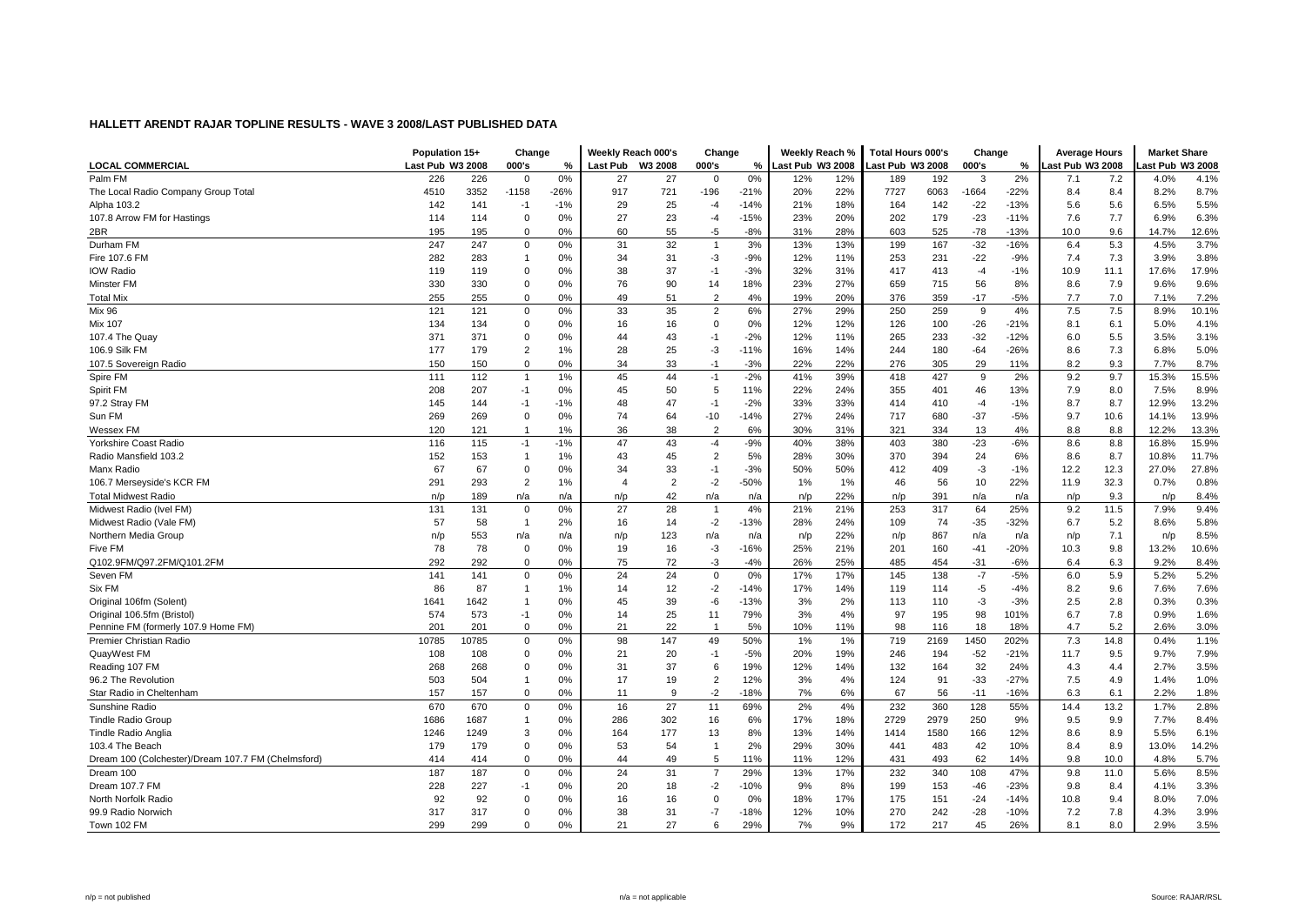## HALLETT ARENDT RAJAR TOPLINE RESULTS - WAVE 3 2008/LAST PUBLISHED DATA

| LOCAL COMMERCIAL | Population 15+ | | Change | | Weekly Reach 000's | | Change | | Weekly Reach % | | Total Hours 000's | | Change | | Average Hours | | Market Share | |
|---|---|---|---|---|---|---|---|---|---|---|---|---|---|---|---|---|---|---|
| | Last Pub | W3 2008 | 000's | % | Last Pub | W3 2008 | 000's | % | Last Pub | W3 2008 | Last Pub | W3 2008 | 000's | % | Last Pub | W3 2008 | Last Pub | W3 2008 |
| Palm FM | 226 | 226 | 0 | 0% | 27 | 27 | 0 | 0% | 12% | 12% | 189 | 192 | 3 | 2% | 7.1 | 7.2 | 4.0% | 4.1% |
| The Local Radio Company Group Total | 4510 | 3352 | -1158 | -26% | 917 | 721 | -196 | -21% | 20% | 22% | 7727 | 6063 | -1664 | -22% | 8.4 | 8.4 | 8.2% | 8.7% |
| Alpha 103.2 | 142 | 141 | -1 | -1% | 29 | 25 | -4 | -14% | 21% | 18% | 164 | 142 | -22 | -13% | 5.6 | 5.6 | 6.5% | 5.5% |
| 107.8 Arrow FM for Hastings | 114 | 114 | 0 | 0% | 27 | 23 | -4 | -15% | 23% | 20% | 202 | 179 | -23 | -11% | 7.6 | 7.7 | 6.9% | 6.3% |
| 2BR | 195 | 195 | 0 | 0% | 60 | 55 | -5 | -8% | 31% | 28% | 603 | 525 | -78 | -13% | 10.0 | 9.6 | 14.7% | 12.6% |
| Durham FM | 247 | 247 | 0 | 0% | 31 | 32 | 1 | 3% | 13% | 13% | 199 | 167 | -32 | -16% | 6.4 | 5.3 | 4.5% | 3.7% |
| Fire 107.6 FM | 282 | 283 | 1 | 0% | 34 | 31 | -3 | -9% | 12% | 11% | 253 | 231 | -22 | -9% | 7.4 | 7.3 | 3.9% | 3.8% |
| IOW Radio | 119 | 119 | 0 | 0% | 38 | 37 | -1 | -3% | 32% | 31% | 417 | 413 | -4 | -1% | 10.9 | 11.1 | 17.6% | 17.9% |
| Minster FM | 330 | 330 | 0 | 0% | 76 | 90 | 14 | 18% | 23% | 27% | 659 | 715 | 56 | 8% | 8.6 | 7.9 | 9.6% | 9.6% |
| Total Mix | 255 | 255 | 0 | 0% | 49 | 51 | 2 | 4% | 19% | 20% | 376 | 359 | -17 | -5% | 7.7 | 7.0 | 7.1% | 7.2% |
| Mix 96 | 121 | 121 | 0 | 0% | 33 | 35 | 2 | 6% | 27% | 29% | 250 | 259 | 9 | 4% | 7.5 | 7.5 | 8.9% | 10.1% |
| Mix 107 | 134 | 134 | 0 | 0% | 16 | 16 | 0 | 0% | 12% | 12% | 126 | 100 | -26 | -21% | 8.1 | 6.1 | 5.0% | 4.1% |
| 107.4 The Quay | 371 | 371 | 0 | 0% | 44 | 43 | -1 | -2% | 12% | 11% | 265 | 233 | -32 | -12% | 6.0 | 5.5 | 3.5% | 3.1% |
| 106.9 Silk FM | 177 | 179 | 2 | 1% | 28 | 25 | -3 | -11% | 16% | 14% | 244 | 180 | -64 | -26% | 8.6 | 7.3 | 6.8% | 5.0% |
| 107.5 Sovereign Radio | 150 | 150 | 0 | 0% | 34 | 33 | -1 | -3% | 22% | 22% | 276 | 305 | 29 | 11% | 8.2 | 9.3 | 7.7% | 8.7% |
| Spire FM | 111 | 112 | 1 | 1% | 45 | 44 | -1 | -2% | 41% | 39% | 418 | 427 | 9 | 2% | 9.2 | 9.7 | 15.3% | 15.5% |
| Spirit FM | 208 | 207 | -1 | 0% | 45 | 50 | 5 | 11% | 22% | 24% | 355 | 401 | 46 | 13% | 7.9 | 8.0 | 7.5% | 8.9% |
| 97.2 Stray FM | 145 | 144 | -1 | -1% | 48 | 47 | -1 | -2% | 33% | 33% | 414 | 410 | -4 | -1% | 8.7 | 8.7 | 12.9% | 13.2% |
| Sun FM | 269 | 269 | 0 | 0% | 74 | 64 | -10 | -14% | 27% | 24% | 717 | 680 | -37 | -5% | 9.7 | 10.6 | 14.1% | 13.9% |
| Wessex FM | 120 | 121 | 1 | 1% | 36 | 38 | 2 | 6% | 30% | 31% | 321 | 334 | 13 | 4% | 8.8 | 8.8 | 12.2% | 13.3% |
| Yorkshire Coast Radio | 116 | 115 | -1 | -1% | 47 | 43 | -4 | -9% | 40% | 38% | 403 | 380 | -23 | -6% | 8.6 | 8.8 | 16.8% | 15.9% |
| Radio Mansfield 103.2 | 152 | 153 | 1 | 1% | 43 | 45 | 2 | 5% | 28% | 30% | 370 | 394 | 24 | 6% | 8.6 | 8.7 | 10.8% | 11.7% |
| Manx Radio | 67 | 67 | 0 | 0% | 34 | 33 | -1 | -3% | 50% | 50% | 412 | 409 | -3 | -1% | 12.2 | 12.3 | 27.0% | 27.8% |
| 106.7 Merseyside's KCR FM | 291 | 293 | 2 | 1% | 4 | 2 | -2 | -50% | 1% | 1% | 46 | 56 | 10 | 22% | 11.9 | 32.3 | 0.7% | 0.8% |
| Total Midwest Radio | n/p | 189 | n/a | n/a | n/p | 42 | n/a | n/a | n/p | 22% | n/p | 391 | n/a | n/a | n/p | 9.3 | n/p | 8.4% |
| Midwest Radio (Ivel FM) | 131 | 131 | 0 | 0% | 27 | 28 | 1 | 4% | 21% | 21% | 253 | 317 | 64 | 25% | 9.2 | 11.5 | 7.9% | 9.4% |
| Midwest Radio (Vale FM) | 57 | 58 | 1 | 2% | 16 | 14 | -2 | -13% | 28% | 24% | 109 | 74 | -35 | -32% | 6.7 | 5.2 | 8.6% | 5.8% |
| Northern Media Group | n/p | 553 | n/a | n/a | n/p | 123 | n/a | n/a | n/p | 22% | n/p | 867 | n/a | n/a | n/p | 7.1 | n/p | 8.5% |
| Five FM | 78 | 78 | 0 | 0% | 19 | 16 | -3 | -16% | 25% | 21% | 201 | 160 | -41 | -20% | 10.3 | 9.8 | 13.2% | 10.6% |
| Q102.9FM/Q97.2FM/Q101.2FM | 292 | 292 | 0 | 0% | 75 | 72 | -3 | -4% | 26% | 25% | 485 | 454 | -31 | -6% | 6.4 | 6.3 | 9.2% | 8.4% |
| Seven FM | 141 | 141 | 0 | 0% | 24 | 24 | 0 | 0% | 17% | 17% | 145 | 138 | -7 | -5% | 6.0 | 5.9 | 5.2% | 5.2% |
| Six FM | 86 | 87 | 1 | 1% | 14 | 12 | -2 | -14% | 17% | 14% | 119 | 114 | -5 | -4% | 8.2 | 9.6 | 7.6% | 7.6% |
| Original 106fm (Solent) | 1641 | 1642 | 1 | 0% | 45 | 39 | -6 | -13% | 3% | 2% | 113 | 110 | -3 | -3% | 2.5 | 2.8 | 0.3% | 0.3% |
| Original 106.5fm (Bristol) | 574 | 573 | -1 | 0% | 14 | 25 | 11 | 79% | 3% | 4% | 97 | 195 | 98 | 101% | 6.7 | 7.8 | 0.9% | 1.6% |
| Pennine FM (formerly 107.9 Home FM) | 201 | 201 | 0 | 0% | 21 | 22 | 1 | 5% | 10% | 11% | 98 | 116 | 18 | 18% | 4.7 | 5.2 | 2.6% | 3.0% |
| Premier Christian Radio | 10785 | 10785 | 0 | 0% | 98 | 147 | 49 | 50% | 1% | 1% | 719 | 2169 | 1450 | 202% | 7.3 | 14.8 | 0.4% | 1.1% |
| QuayWest FM | 108 | 108 | 0 | 0% | 21 | 20 | -1 | -5% | 20% | 19% | 246 | 194 | -52 | -21% | 11.7 | 9.5 | 9.7% | 7.9% |
| Reading 107 FM | 268 | 268 | 0 | 0% | 31 | 37 | 6 | 19% | 12% | 14% | 132 | 164 | 32 | 24% | 4.3 | 4.4 | 2.7% | 3.5% |
| 96.2 The Revolution | 503 | 504 | 1 | 0% | 17 | 19 | 2 | 12% | 3% | 4% | 124 | 91 | -33 | -27% | 7.5 | 4.9 | 1.4% | 1.0% |
| Star Radio in Cheltenham | 157 | 157 | 0 | 0% | 11 | 9 | -2 | -18% | 7% | 6% | 67 | 56 | -11 | -16% | 6.3 | 6.1 | 2.2% | 1.8% |
| Sunshine Radio | 670 | 670 | 0 | 0% | 16 | 27 | 11 | 69% | 2% | 4% | 232 | 360 | 128 | 55% | 14.4 | 13.2 | 1.7% | 2.8% |
| Tindle Radio Group | 1686 | 1687 | 1 | 0% | 286 | 302 | 16 | 6% | 17% | 18% | 2729 | 2979 | 250 | 9% | 9.5 | 9.9 | 7.7% | 8.4% |
| Tindle Radio Anglia | 1246 | 1249 | 3 | 0% | 164 | 177 | 13 | 8% | 13% | 14% | 1414 | 1580 | 166 | 12% | 8.6 | 8.9 | 5.5% | 6.1% |
| 103.4 The Beach | 179 | 179 | 0 | 0% | 53 | 54 | 1 | 2% | 29% | 30% | 441 | 483 | 42 | 10% | 8.4 | 8.9 | 13.0% | 14.2% |
| Dream 100 (Colchester)/Dream 107.7 FM (Chelmsford) | 414 | 414 | 0 | 0% | 44 | 49 | 5 | 11% | 11% | 12% | 431 | 493 | 62 | 14% | 9.8 | 10.0 | 4.8% | 5.7% |
| Dream 100 | 187 | 187 | 0 | 0% | 24 | 31 | 7 | 29% | 13% | 17% | 232 | 340 | 108 | 47% | 9.8 | 11.0 | 5.6% | 8.5% |
| Dream 107.7 FM | 228 | 227 | -1 | 0% | 20 | 18 | -2 | -10% | 9% | 8% | 199 | 153 | -46 | -23% | 9.8 | 8.4 | 4.1% | 3.3% |
| North Norfolk Radio | 92 | 92 | 0 | 0% | 16 | 16 | 0 | 0% | 18% | 17% | 175 | 151 | -24 | -14% | 10.8 | 9.4 | 8.0% | 7.0% |
| 99.9 Radio Norwich | 317 | 317 | 0 | 0% | 38 | 31 | -7 | -18% | 12% | 10% | 270 | 242 | -28 | -10% | 7.2 | 7.8 | 4.3% | 3.9% |
| Town 102 FM | 299 | 299 | 0 | 0% | 21 | 27 | 6 | 29% | 7% | 9% | 172 | 217 | 45 | 26% | 8.1 | 8.0 | 2.9% | 3.5% |

n/p = not published | n/a = not applicable | Source: RAJAR/RSL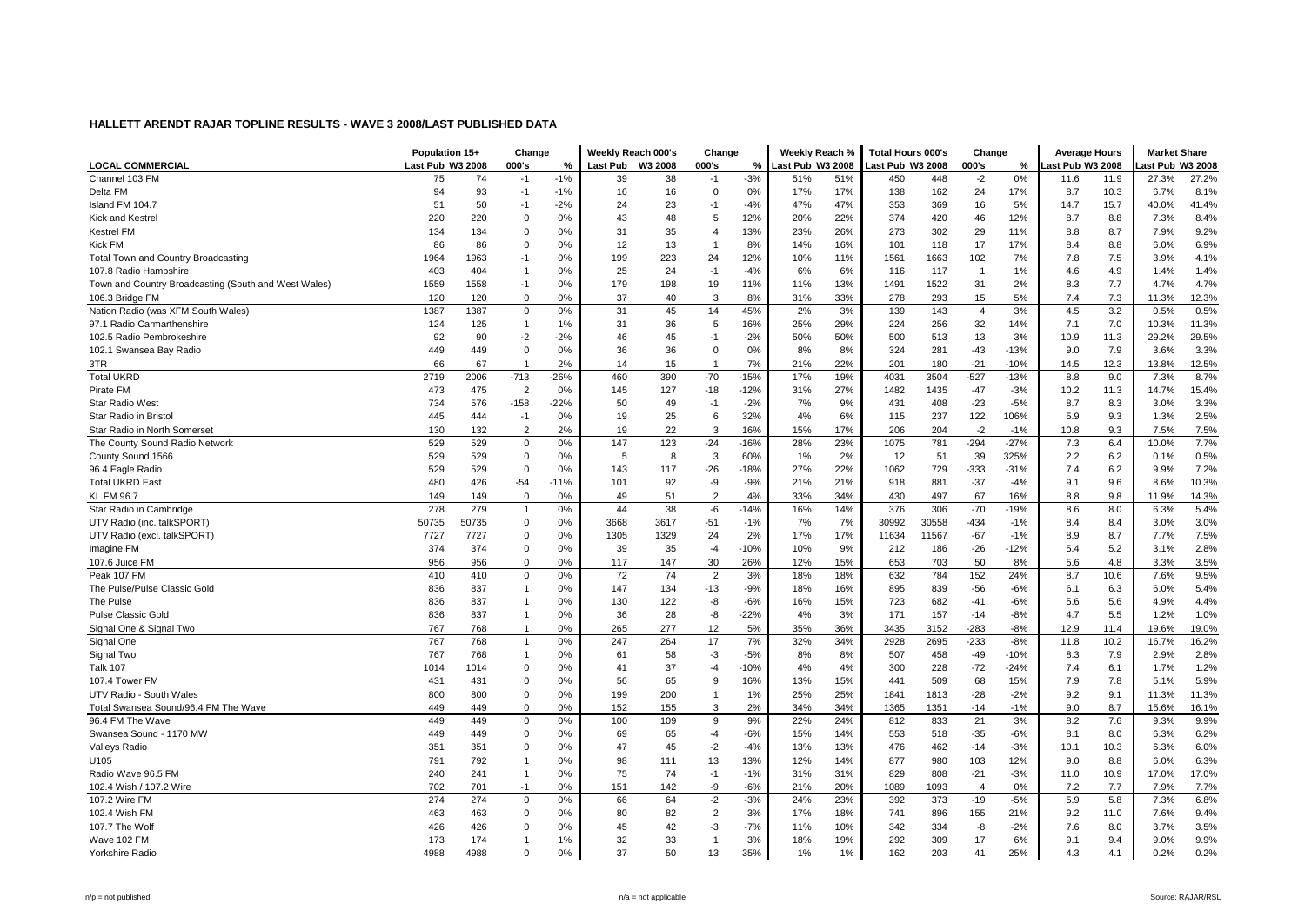# HALLETT ARENDT RAJAR TOPLINE RESULTS - WAVE 3 2008/LAST PUBLISHED DATA

| | Population 15+ | | Change | | Weekly Reach 000's | | Change | | Weekly Reach % | | Total Hours 000's | | Change | | Average Hours | | Market Share | |
|---|---|---|---|---|---|---|---|---|---|---|---|---|---|---|---|---|---|---|
| LOCAL COMMERCIAL | Last Pub | W3 2008 | 000's | % | Last Pub | W3 2008 | 000's | % | Last Pub | W3 2008 | Last Pub | W3 2008 | 000's | % | Last Pub | W3 2008 | Last Pub | W3 2008 |
| Channel 103 FM | 75 | 74 | -1 | -1% | 39 | 38 | -1 | -3% | 51% | 51% | 450 | 448 | -2 | 0% | 11.6 | 11.9 | 27.3% | 27.2% |
| Delta FM | 94 | 93 | -1 | -1% | 16 | 16 | 0 | 0% | 17% | 17% | 138 | 162 | 24 | 17% | 8.7 | 10.3 | 6.7% | 8.1% |
| Island FM 104.7 | 51 | 50 | -1 | -2% | 24 | 23 | -1 | -4% | 47% | 47% | 353 | 369 | 16 | 5% | 14.7 | 15.7 | 40.0% | 41.4% |
| Kick and Kestrel | 220 | 220 | 0 | 0% | 43 | 48 | 5 | 12% | 20% | 22% | 374 | 420 | 46 | 12% | 8.7 | 8.8 | 7.3% | 8.4% |
| Kestrel FM | 134 | 134 | 0 | 0% | 31 | 35 | 4 | 13% | 23% | 26% | 273 | 302 | 29 | 11% | 8.8 | 8.7 | 7.9% | 9.2% |
| Kick FM | 86 | 86 | 0 | 0% | 12 | 13 | 1 | 8% | 14% | 16% | 101 | 118 | 17 | 17% | 8.4 | 8.8 | 6.0% | 6.9% |
| Total Town and Country Broadcasting | 1964 | 1963 | -1 | 0% | 199 | 223 | 24 | 12% | 10% | 11% | 1561 | 1663 | 102 | 7% | 7.8 | 7.5 | 3.9% | 4.1% |
| 107.8 Radio Hampshire | 403 | 404 | 1 | 0% | 25 | 24 | -1 | -4% | 6% | 6% | 116 | 117 | 1 | 1% | 4.6 | 4.9 | 1.4% | 1.4% |
| Town and Country Broadcasting (South and West Wales) | 1559 | 1558 | -1 | 0% | 179 | 198 | 19 | 11% | 11% | 13% | 1491 | 1522 | 31 | 2% | 8.3 | 7.7 | 4.7% | 4.7% |
| 106.3 Bridge FM | 120 | 120 | 0 | 0% | 37 | 40 | 3 | 8% | 31% | 33% | 278 | 293 | 15 | 5% | 7.4 | 7.3 | 11.3% | 12.3% |
| Nation Radio (was XFM South Wales) | 1387 | 1387 | 0 | 0% | 31 | 45 | 14 | 45% | 2% | 3% | 139 | 143 | 4 | 3% | 4.5 | 3.2 | 0.5% | 0.5% |
| 97.1 Radio Carmarthenshire | 124 | 125 | 1 | 1% | 31 | 36 | 5 | 16% | 25% | 29% | 224 | 256 | 32 | 14% | 7.1 | 7.0 | 10.3% | 11.3% |
| 102.5 Radio Pembrokeshire | 92 | 90 | -2 | -2% | 46 | 45 | -1 | -2% | 50% | 50% | 500 | 513 | 13 | 3% | 10.9 | 11.3 | 29.2% | 29.5% |
| 102.1 Swansea Bay Radio | 449 | 449 | 0 | 0% | 36 | 36 | 0 | 0% | 8% | 8% | 324 | 281 | -43 | -13% | 9.0 | 7.9 | 3.6% | 3.3% |
| 3TR | 66 | 67 | 1 | 2% | 14 | 15 | 1 | 7% | 21% | 22% | 201 | 180 | -21 | -10% | 14.5 | 12.3 | 13.8% | 12.5% |
| Total UKRD | 2719 | 2006 | -713 | -26% | 460 | 390 | -70 | -15% | 17% | 19% | 4031 | 3504 | -527 | -13% | 8.8 | 9.0 | 7.3% | 8.7% |
| Pirate FM | 473 | 475 | 2 | 0% | 145 | 127 | -18 | -12% | 31% | 27% | 1482 | 1435 | -47 | -3% | 10.2 | 11.3 | 14.7% | 15.4% |
| Star Radio West | 734 | 576 | -158 | -22% | 50 | 49 | -1 | -2% | 7% | 9% | 431 | 408 | -23 | -5% | 8.7 | 8.3 | 3.0% | 3.3% |
| Star Radio in Bristol | 445 | 444 | -1 | 0% | 19 | 25 | 6 | 32% | 4% | 6% | 115 | 237 | 122 | 106% | 5.9 | 9.3 | 1.3% | 2.5% |
| Star Radio in North Somerset | 130 | 132 | 2 | 2% | 19 | 22 | 3 | 16% | 15% | 17% | 206 | 204 | -2 | -1% | 10.8 | 9.3 | 7.5% | 7.5% |
| The County Sound Radio Network | 529 | 529 | 0 | 0% | 147 | 123 | -24 | -16% | 28% | 23% | 1075 | 781 | -294 | -27% | 7.3 | 6.4 | 10.0% | 7.7% |
| County Sound 1566 | 529 | 529 | 0 | 0% | 5 | 8 | 3 | 60% | 1% | 2% | 12 | 51 | 39 | 325% | 2.2 | 6.2 | 0.1% | 0.5% |
| 96.4 Eagle Radio | 529 | 529 | 0 | 0% | 143 | 117 | -26 | -18% | 27% | 22% | 1062 | 729 | -333 | -31% | 7.4 | 6.2 | 9.9% | 7.2% |
| Total UKRD East | 480 | 426 | -54 | -11% | 101 | 92 | -9 | -9% | 21% | 21% | 918 | 881 | -37 | -4% | 9.1 | 9.6 | 8.6% | 10.3% |
| KL.FM 96.7 | 149 | 149 | 0 | 0% | 49 | 51 | 2 | 4% | 33% | 34% | 430 | 497 | 67 | 16% | 8.8 | 9.8 | 11.9% | 14.3% |
| Star Radio in Cambridge | 278 | 279 | 1 | 0% | 44 | 38 | -6 | -14% | 16% | 14% | 376 | 306 | -70 | -19% | 8.6 | 8.0 | 6.3% | 5.4% |
| UTV Radio (inc. talkSPORT) | 50735 | 50735 | 0 | 0% | 3668 | 3617 | -51 | -1% | 7% | 7% | 30992 | 30558 | -434 | -1% | 8.4 | 8.4 | 3.0% | 3.0% |
| UTV Radio (excl. talkSPORT) | 7727 | 7727 | 0 | 0% | 1305 | 1329 | 24 | 2% | 17% | 17% | 11634 | 11567 | -67 | -1% | 8.9 | 8.7 | 7.7% | 7.5% |
| Imagine FM | 374 | 374 | 0 | 0% | 39 | 35 | -4 | -10% | 10% | 9% | 212 | 186 | -26 | -12% | 5.4 | 5.2 | 3.1% | 2.8% |
| 107.6 Juice FM | 956 | 956 | 0 | 0% | 117 | 147 | 30 | 26% | 12% | 15% | 653 | 703 | 50 | 8% | 5.6 | 4.8 | 3.3% | 3.5% |
| Peak 107 FM | 410 | 410 | 0 | 0% | 72 | 74 | 2 | 3% | 18% | 18% | 632 | 784 | 152 | 24% | 8.7 | 10.6 | 7.6% | 9.5% |
| The Pulse/Pulse Classic Gold | 836 | 837 | 1 | 0% | 147 | 134 | -13 | -9% | 18% | 16% | 895 | 839 | -56 | -6% | 6.1 | 6.3 | 6.0% | 5.4% |
| The Pulse | 836 | 837 | 1 | 0% | 130 | 122 | -8 | -6% | 16% | 15% | 723 | 682 | -41 | -6% | 5.6 | 5.6 | 4.9% | 4.4% |
| Pulse Classic Gold | 836 | 837 | 1 | 0% | 36 | 28 | -8 | -22% | 4% | 3% | 171 | 157 | -14 | -8% | 4.7 | 5.5 | 1.2% | 1.0% |
| Signal One & Signal Two | 767 | 768 | 1 | 0% | 265 | 277 | 12 | 5% | 35% | 36% | 3435 | 3152 | -283 | -8% | 12.9 | 11.4 | 19.6% | 19.0% |
| Signal One | 767 | 768 | 1 | 0% | 247 | 264 | 17 | 7% | 32% | 34% | 2928 | 2695 | -233 | -8% | 11.8 | 10.2 | 16.7% | 16.2% |
| Signal Two | 767 | 768 | 1 | 0% | 61 | 58 | -3 | -5% | 8% | 8% | 507 | 458 | -49 | -10% | 8.3 | 7.9 | 2.9% | 2.8% |
| Talk 107 | 1014 | 1014 | 0 | 0% | 41 | 37 | -4 | -10% | 4% | 4% | 300 | 228 | -72 | -24% | 7.4 | 6.1 | 1.7% | 1.2% |
| 107.4 Tower FM | 431 | 431 | 0 | 0% | 56 | 65 | 9 | 16% | 13% | 15% | 441 | 509 | 68 | 15% | 7.9 | 7.8 | 5.1% | 5.9% |
| UTV Radio - South Wales | 800 | 800 | 0 | 0% | 199 | 200 | 1 | 1% | 25% | 25% | 1841 | 1813 | -28 | -2% | 9.2 | 9.1 | 11.3% | 11.3% |
| Total Swansea Sound/96.4 FM The Wave | 449 | 449 | 0 | 0% | 152 | 155 | 3 | 2% | 34% | 34% | 1365 | 1351 | -14 | -1% | 9.0 | 8.7 | 15.6% | 16.1% |
| 96.4 FM The Wave | 449 | 449 | 0 | 0% | 100 | 109 | 9 | 9% | 22% | 24% | 812 | 833 | 21 | 3% | 8.2 | 7.6 | 9.3% | 9.9% |
| Swansea Sound - 1170 MW | 449 | 449 | 0 | 0% | 69 | 65 | -4 | -6% | 15% | 14% | 553 | 518 | -35 | -6% | 8.1 | 8.0 | 6.3% | 6.2% |
| Valleys Radio | 351 | 351 | 0 | 0% | 47 | 45 | -2 | -4% | 13% | 13% | 476 | 462 | -14 | -3% | 10.1 | 10.3 | 6.3% | 6.0% |
| U105 | 791 | 792 | 1 | 0% | 98 | 111 | 13 | 13% | 12% | 14% | 877 | 980 | 103 | 12% | 9.0 | 8.8 | 6.0% | 6.3% |
| Radio Wave 96.5 FM | 240 | 241 | 1 | 0% | 75 | 74 | -1 | -1% | 31% | 31% | 829 | 808 | -21 | -3% | 11.0 | 10.9 | 17.0% | 17.0% |
| 102.4 Wish / 107.2 Wire | 702 | 701 | -1 | 0% | 151 | 142 | -9 | -6% | 21% | 20% | 1089 | 1093 | 4 | 0% | 7.2 | 7.7 | 7.9% | 7.7% |
| 107.2 Wire FM | 274 | 274 | 0 | 0% | 66 | 64 | -2 | -3% | 24% | 23% | 392 | 373 | -19 | -5% | 5.9 | 5.8 | 7.3% | 6.8% |
| 102.4 Wish FM | 463 | 463 | 0 | 0% | 80 | 82 | 2 | 3% | 17% | 18% | 741 | 896 | 155 | 21% | 9.2 | 11.0 | 7.6% | 9.4% |
| 107.7 The Wolf | 426 | 426 | 0 | 0% | 45 | 42 | -3 | -7% | 11% | 10% | 342 | 334 | -8 | -2% | 7.6 | 8.0 | 3.7% | 3.5% |
| Wave 102 FM | 173 | 174 | 1 | 1% | 32 | 33 | 1 | 3% | 18% | 19% | 292 | 309 | 17 | 6% | 9.1 | 9.4 | 9.0% | 9.9% |
| Yorkshire Radio | 4988 | 4988 | 0 | 0% | 37 | 50 | 13 | 35% | 1% | 1% | 162 | 203 | 41 | 25% | 4.3 | 4.1 | 0.2% | 0.2% |

n/p = not published — n/a = not applicable — Source: RAJAR/RSL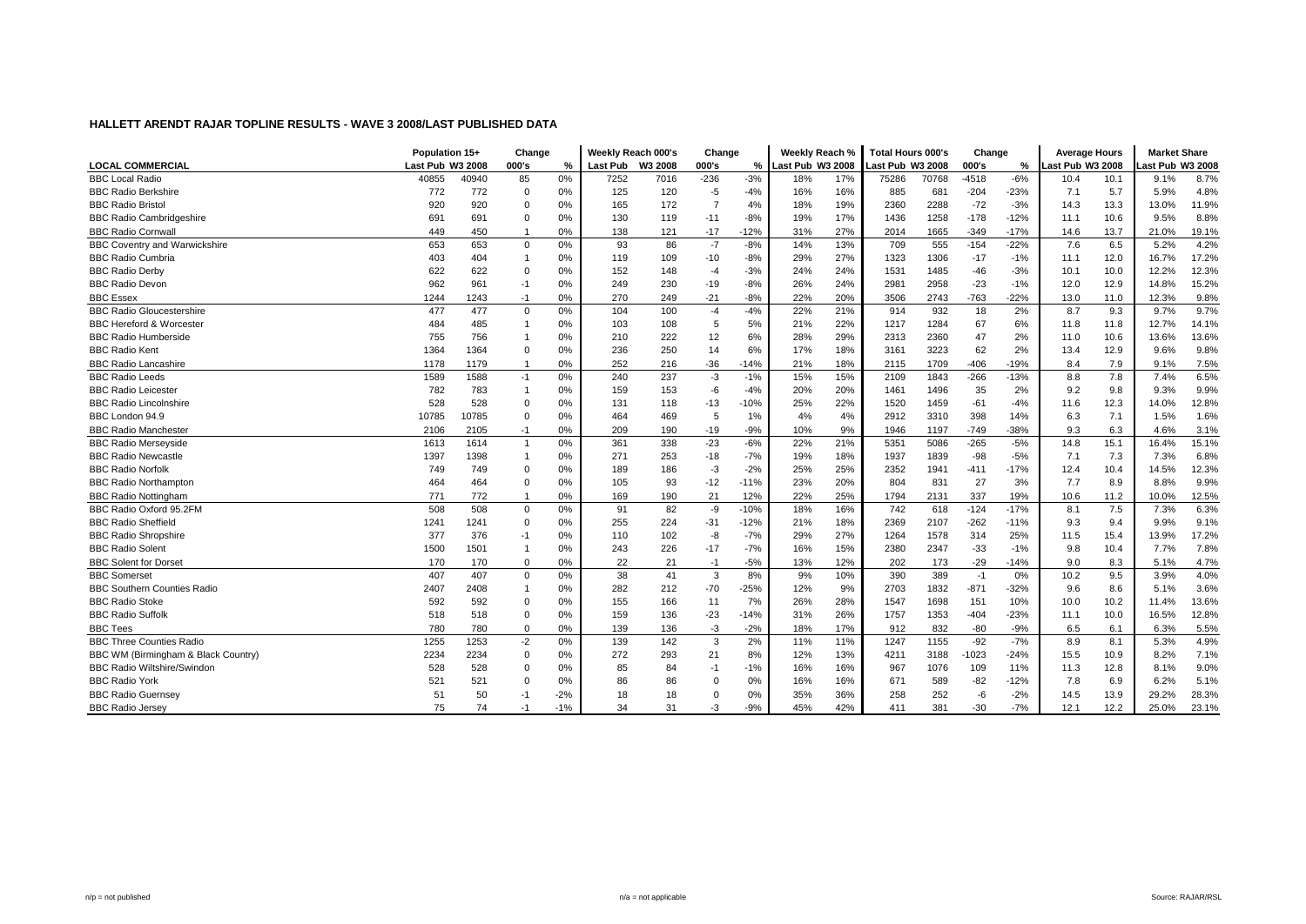## HALLETT ARENDT RAJAR TOPLINE RESULTS - WAVE 3 2008/LAST PUBLISHED DATA

| LOCAL COMMERCIAL | Population 15+ | | Change | | Weekly Reach 000's | | Change | | Weekly Reach % | | Total Hours 000's | | Change | | Average Hours | | Market Share | |
|---|---|---|---|---|---|---|---|---|---|---|---|---|---|---|---|---|---|---|
| | Last Pub | W3 2008 | 000's | % | Last Pub | W3 2008 | 000's | % | Last Pub | W3 2008 | Last Pub | W3 2008 | 000's | % | Last Pub | W3 2008 | Last Pub | W3 2008 |
| BBC Local Radio | 40855 | 40940 | 85 | 0% | 7252 | 7016 | -236 | -3% | 18% | 17% | 75286 | 70768 | -4518 | -6% | 10.4 | 10.1 | 9.1% | 8.7% |
| BBC Radio Berkshire | 772 | 772 | 0 | 0% | 125 | 120 | -5 | -4% | 16% | 16% | 885 | 681 | -204 | -23% | 7.1 | 5.7 | 5.9% | 4.8% |
| BBC Radio Bristol | 920 | 920 | 0 | 0% | 165 | 172 | 7 | 4% | 18% | 19% | 2360 | 2288 | -72 | -3% | 14.3 | 13.3 | 13.0% | 11.9% |
| BBC Radio Cambridgeshire | 691 | 691 | 0 | 0% | 130 | 119 | -11 | -8% | 19% | 17% | 1436 | 1258 | -178 | -12% | 11.1 | 10.6 | 9.5% | 8.8% |
| BBC Radio Cornwall | 449 | 450 | 1 | 0% | 138 | 121 | -17 | -12% | 31% | 27% | 2014 | 1665 | -349 | -17% | 14.6 | 13.7 | 21.0% | 19.1% |
| BBC Coventry and Warwickshire | 653 | 653 | 0 | 0% | 93 | 86 | -7 | -8% | 14% | 13% | 709 | 555 | -154 | -22% | 7.6 | 6.5 | 5.2% | 4.2% |
| BBC Radio Cumbria | 403 | 404 | 1 | 0% | 119 | 109 | -10 | -8% | 29% | 27% | 1323 | 1306 | -17 | -1% | 11.1 | 12.0 | 16.7% | 17.2% |
| BBC Radio Derby | 622 | 622 | 0 | 0% | 152 | 148 | -4 | -3% | 24% | 24% | 1531 | 1485 | -46 | -3% | 10.1 | 10.0 | 12.2% | 12.3% |
| BBC Radio Devon | 962 | 961 | -1 | 0% | 249 | 230 | -19 | -8% | 26% | 24% | 2981 | 2958 | -23 | -1% | 12.0 | 12.9 | 14.8% | 15.2% |
| BBC Essex | 1244 | 1243 | -1 | 0% | 270 | 249 | -21 | -8% | 22% | 20% | 3506 | 2743 | -763 | -22% | 13.0 | 11.0 | 12.3% | 9.8% |
| BBC Radio Gloucestershire | 477 | 477 | 0 | 0% | 104 | 100 | -4 | -4% | 22% | 21% | 914 | 932 | 18 | 2% | 8.7 | 9.3 | 9.7% | 9.7% |
| BBC Hereford & Worcester | 484 | 485 | 1 | 0% | 103 | 108 | 5 | 5% | 21% | 22% | 1217 | 1284 | 67 | 6% | 11.8 | 11.8 | 12.7% | 14.1% |
| BBC Radio Humberside | 755 | 756 | 1 | 0% | 210 | 222 | 12 | 6% | 28% | 29% | 2313 | 2360 | 47 | 2% | 11.0 | 10.6 | 13.6% | 13.6% |
| BBC Radio Kent | 1364 | 1364 | 0 | 0% | 236 | 250 | 14 | 6% | 17% | 18% | 3161 | 3223 | 62 | 2% | 13.4 | 12.9 | 9.6% | 9.8% |
| BBC Radio Lancashire | 1178 | 1179 | 1 | 0% | 252 | 216 | -36 | -14% | 21% | 18% | 2115 | 1709 | -406 | -19% | 8.4 | 7.9 | 9.1% | 7.5% |
| BBC Radio Leeds | 1589 | 1588 | -1 | 0% | 240 | 237 | -3 | -1% | 15% | 15% | 2109 | 1843 | -266 | -13% | 8.8 | 7.8 | 7.4% | 6.5% |
| BBC Radio Leicester | 782 | 783 | 1 | 0% | 159 | 153 | -6 | -4% | 20% | 20% | 1461 | 1496 | 35 | 2% | 9.2 | 9.8 | 9.3% | 9.9% |
| BBC Radio Lincolnshire | 528 | 528 | 0 | 0% | 131 | 118 | -13 | -10% | 25% | 22% | 1520 | 1459 | -61 | -4% | 11.6 | 12.3 | 14.0% | 12.8% |
| BBC London 94.9 | 10785 | 10785 | 0 | 0% | 464 | 469 | 5 | 1% | 4% | 4% | 2912 | 3310 | 398 | 14% | 6.3 | 7.1 | 1.5% | 1.6% |
| BBC Radio Manchester | 2106 | 2105 | -1 | 0% | 209 | 190 | -19 | -9% | 10% | 9% | 1946 | 1197 | -749 | -38% | 9.3 | 6.3 | 4.6% | 3.1% |
| BBC Radio Merseyside | 1613 | 1614 | 1 | 0% | 361 | 338 | -23 | -6% | 22% | 21% | 5351 | 5086 | -265 | -5% | 14.8 | 15.1 | 16.4% | 15.1% |
| BBC Radio Newcastle | 1397 | 1398 | 1 | 0% | 271 | 253 | -18 | -7% | 19% | 18% | 1937 | 1839 | -98 | -5% | 7.1 | 7.3 | 7.3% | 6.8% |
| BBC Radio Norfolk | 749 | 749 | 0 | 0% | 189 | 186 | -3 | -2% | 25% | 25% | 2352 | 1941 | -411 | -17% | 12.4 | 10.4 | 14.5% | 12.3% |
| BBC Radio Northampton | 464 | 464 | 0 | 0% | 105 | 93 | -12 | -11% | 23% | 20% | 804 | 831 | 27 | 3% | 7.7 | 8.9 | 8.8% | 9.9% |
| BBC Radio Nottingham | 771 | 772 | 1 | 0% | 169 | 190 | 21 | 12% | 22% | 25% | 1794 | 2131 | 337 | 19% | 10.6 | 11.2 | 10.0% | 12.5% |
| BBC Radio Oxford 95.2FM | 508 | 508 | 0 | 0% | 91 | 82 | -9 | -10% | 18% | 16% | 742 | 618 | -124 | -17% | 8.1 | 7.5 | 7.3% | 6.3% |
| BBC Radio Sheffield | 1241 | 1241 | 0 | 0% | 255 | 224 | -31 | -12% | 21% | 18% | 2369 | 2107 | -262 | -11% | 9.3 | 9.4 | 9.9% | 9.1% |
| BBC Radio Shropshire | 377 | 376 | -1 | 0% | 110 | 102 | -8 | -7% | 29% | 27% | 1264 | 1578 | 314 | 25% | 11.5 | 15.4 | 13.9% | 17.2% |
| BBC Radio Solent | 1500 | 1501 | 1 | 0% | 243 | 226 | -17 | -7% | 16% | 15% | 2380 | 2347 | -33 | -1% | 9.8 | 10.4 | 7.7% | 7.8% |
| BBC Solent for Dorset | 170 | 170 | 0 | 0% | 22 | 21 | -1 | -5% | 13% | 12% | 202 | 173 | -29 | -14% | 9.0 | 8.3 | 5.1% | 4.7% |
| BBC Somerset | 407 | 407 | 0 | 0% | 38 | 41 | 3 | 8% | 9% | 10% | 390 | 389 | -1 | 0% | 10.2 | 9.5 | 3.9% | 4.0% |
| BBC Southern Counties Radio | 2407 | 2408 | 1 | 0% | 282 | 212 | -70 | -25% | 12% | 9% | 2703 | 1832 | -871 | -32% | 9.6 | 8.6 | 5.1% | 3.6% |
| BBC Radio Stoke | 592 | 592 | 0 | 0% | 155 | 166 | 11 | 7% | 26% | 28% | 1547 | 1698 | 151 | 10% | 10.0 | 10.2 | 11.4% | 13.6% |
| BBC Radio Suffolk | 518 | 518 | 0 | 0% | 159 | 136 | -23 | -14% | 31% | 26% | 1757 | 1353 | -404 | -23% | 11.1 | 10.0 | 16.5% | 12.8% |
| BBC Tees | 780 | 780 | 0 | 0% | 139 | 136 | -3 | -2% | 18% | 17% | 912 | 832 | -80 | -9% | 6.5 | 6.1 | 6.3% | 5.5% |
| BBC Three Counties Radio | 1255 | 1253 | -2 | 0% | 139 | 142 | 3 | 2% | 11% | 11% | 1247 | 1155 | -92 | -7% | 8.9 | 8.1 | 5.3% | 4.9% |
| BBC WM (Birmingham & Black Country) | 2234 | 2234 | 0 | 0% | 272 | 293 | 21 | 8% | 12% | 13% | 4211 | 3188 | -1023 | -24% | 15.5 | 10.9 | 8.2% | 7.1% |
| BBC Radio Wiltshire/Swindon | 528 | 528 | 0 | 0% | 85 | 84 | -1 | -1% | 16% | 16% | 967 | 1076 | 109 | 11% | 11.3 | 12.8 | 8.1% | 9.0% |
| BBC Radio York | 521 | 521 | 0 | 0% | 86 | 86 | 0 | 0% | 16% | 16% | 671 | 589 | -82 | -12% | 7.8 | 6.9 | 6.2% | 5.1% |
| BBC Radio Guernsey | 51 | 50 | -1 | -2% | 18 | 18 | 0 | 0% | 35% | 36% | 258 | 252 | -6 | -2% | 14.5 | 13.9 | 29.2% | 28.3% |
| BBC Radio Jersey | 75 | 74 | -1 | -1% | 34 | 31 | -3 | -9% | 45% | 42% | 411 | 381 | -30 | -7% | 12.1 | 12.2 | 25.0% | 23.1% |

n/p = not published | n/a = not applicable | Source: RAJAR/RSL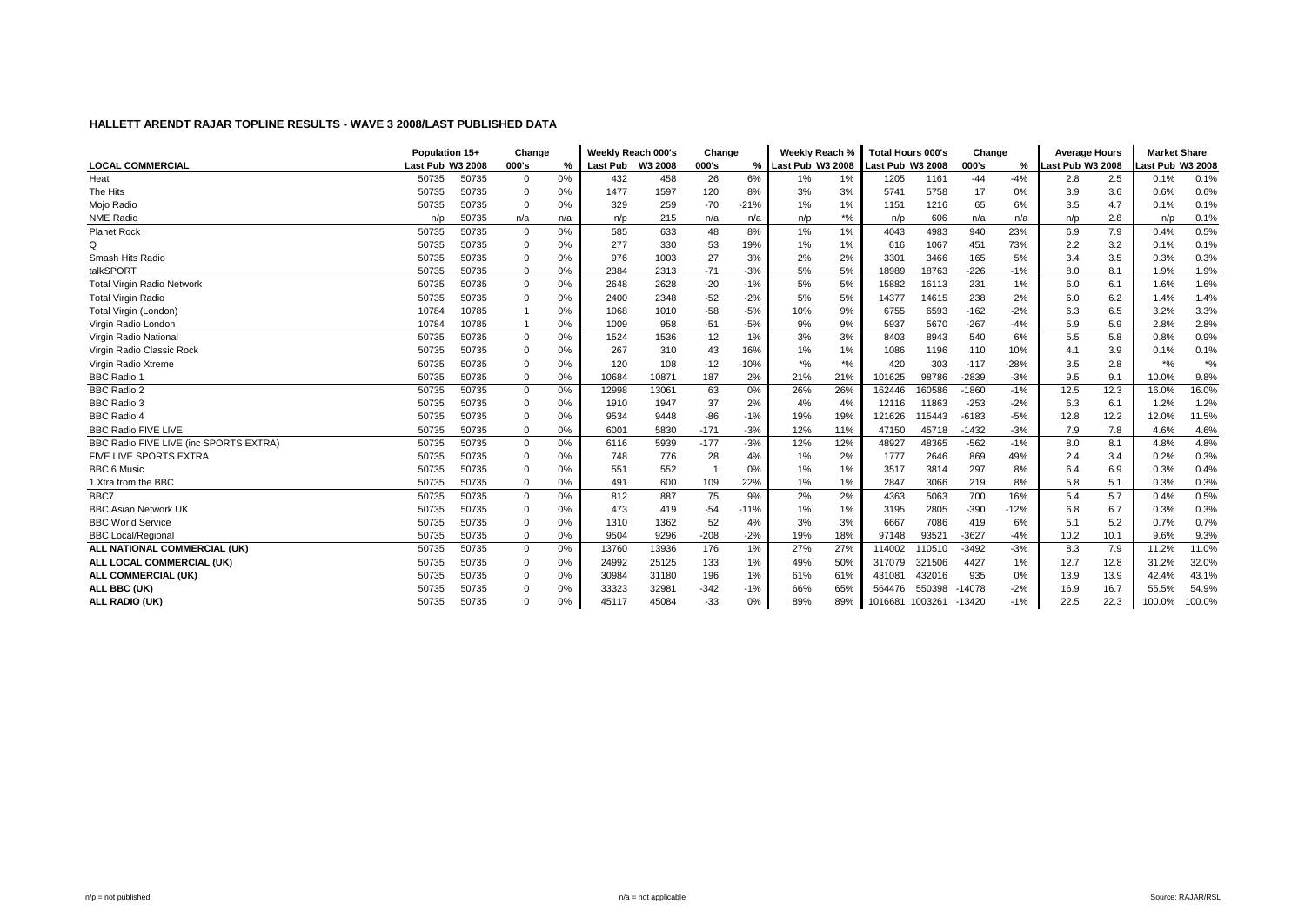**HALLETT ARENDT RAJAR TOPLINE RESULTS - WAVE 3 2008/LAST PUBLISHED DATA**

| | Population 15+ | | Change | | Weekly Reach 000's | | Change | | Weekly Reach % | | Total Hours 000's | | Change | | Average Hours | | Market Share | |
|---|---|---|---|---|---|---|---|---|---|---|---|---|---|---|---|---|---|---|
| **LOCAL COMMERCIAL** | Last Pub | W3 2008 | 000's | % | Last Pub | W3 2008 | 000's | % | Last Pub | W3 2008 | Last Pub | W3 2008 | 000's | % | Last Pub | W3 2008 | Last Pub | W3 2008 |
| Heat | 50735 | 50735 | 0 | 0% | 432 | 458 | 26 | 6% | 1% | 1% | 1205 | 1161 | -44 | -4% | 2.8 | 2.5 | 0.1% | 0.1% |
| The Hits | 50735 | 50735 | 0 | 0% | 1477 | 1597 | 120 | 8% | 3% | 3% | 5741 | 5758 | 17 | 0% | 3.9 | 3.6 | 0.6% | 0.6% |
| Mojo Radio | 50735 | 50735 | 0 | 0% | 329 | 259 | -70 | -21% | 1% | 1% | 1151 | 1216 | 65 | 6% | 3.5 | 4.7 | 0.1% | 0.1% |
| NME Radio | n/p | 50735 | n/a | n/a | n/p | 215 | n/a | n/a | n/p | *% | n/p | 606 | n/a | n/a | n/p | 2.8 | n/p | 0.1% |
| Planet Rock | 50735 | 50735 | 0 | 0% | 585 | 633 | 48 | 8% | 1% | 1% | 4043 | 4983 | 940 | 23% | 6.9 | 7.9 | 0.4% | 0.5% |
| Q | 50735 | 50735 | 0 | 0% | 277 | 330 | 53 | 19% | 1% | 1% | 616 | 1067 | 451 | 73% | 2.2 | 3.2 | 0.1% | 0.1% |
| Smash Hits Radio | 50735 | 50735 | 0 | 0% | 976 | 1003 | 27 | 3% | 2% | 2% | 3301 | 3466 | 165 | 5% | 3.4 | 3.5 | 0.3% | 0.3% |
| talkSPORT | 50735 | 50735 | 0 | 0% | 2384 | 2313 | -71 | -3% | 5% | 5% | 18989 | 18763 | -226 | -1% | 8.0 | 8.1 | 1.9% | 1.9% |
| Total Virgin Radio Network | 50735 | 50735 | 0 | 0% | 2648 | 2628 | -20 | -1% | 5% | 5% | 15882 | 16113 | 231 | 1% | 6.0 | 6.1 | 1.6% | 1.6% |
| Total Virgin Radio | 50735 | 50735 | 0 | 0% | 2400 | 2348 | -52 | -2% | 5% | 5% | 14377 | 14615 | 238 | 2% | 6.0 | 6.2 | 1.4% | 1.4% |
| Total Virgin (London) | 10784 | 10785 | 1 | 0% | 1068 | 1010 | -58 | -5% | 10% | 9% | 6755 | 6593 | -162 | -2% | 6.3 | 6.5 | 3.2% | 3.3% |
| Virgin Radio London | 10784 | 10785 | 1 | 0% | 1009 | 958 | -51 | -5% | 9% | 9% | 5937 | 5670 | -267 | -4% | 5.9 | 5.9 | 2.8% | 2.8% |
| Virgin Radio National | 50735 | 50735 | 0 | 0% | 1524 | 1536 | 12 | 1% | 3% | 3% | 8403 | 8943 | 540 | 6% | 5.5 | 5.8 | 0.8% | 0.9% |
| Virgin Radio Classic Rock | 50735 | 50735 | 0 | 0% | 267 | 310 | 43 | 16% | 1% | 1% | 1086 | 1196 | 110 | 10% | 4.1 | 3.9 | 0.1% | 0.1% |
| Virgin Radio Xtreme | 50735 | 50735 | 0 | 0% | 120 | 108 | -12 | -10% | *% | *% | 420 | 303 | -117 | -28% | 3.5 | 2.8 | *% | *% |
| BBC Radio 1 | 50735 | 50735 | 0 | 0% | 10684 | 10871 | 187 | 2% | 21% | 21% | 101625 | 98786 | -2839 | -3% | 9.5 | 9.1 | 10.0% | 9.8% |
| BBC Radio 2 | 50735 | 50735 | 0 | 0% | 12998 | 13061 | 63 | 0% | 26% | 26% | 162446 | 160586 | -1860 | -1% | 12.5 | 12.3 | 16.0% | 16.0% |
| BBC Radio 3 | 50735 | 50735 | 0 | 0% | 1910 | 1947 | 37 | 2% | 4% | 4% | 12116 | 11863 | -253 | -2% | 6.3 | 6.1 | 1.2% | 1.2% |
| BBC Radio 4 | 50735 | 50735 | 0 | 0% | 9534 | 9448 | -86 | -1% | 19% | 19% | 121626 | 115443 | -6183 | -5% | 12.8 | 12.2 | 12.0% | 11.5% |
| BBC Radio FIVE LIVE | 50735 | 50735 | 0 | 0% | 6001 | 5830 | -171 | -3% | 12% | 11% | 47150 | 45718 | -1432 | -3% | 7.9 | 7.8 | 4.6% | 4.6% |
| BBC Radio FIVE LIVE (inc SPORTS EXTRA) | 50735 | 50735 | 0 | 0% | 6116 | 5939 | -177 | -3% | 12% | 12% | 48927 | 48365 | -562 | -1% | 8.0 | 8.1 | 4.8% | 4.8% |
| FIVE LIVE SPORTS EXTRA | 50735 | 50735 | 0 | 0% | 748 | 776 | 28 | 4% | 1% | 2% | 1777 | 2646 | 869 | 49% | 2.4 | 3.4 | 0.2% | 0.3% |
| BBC 6 Music | 50735 | 50735 | 0 | 0% | 551 | 552 | 1 | 0% | 1% | 1% | 3517 | 3814 | 297 | 8% | 6.4 | 6.9 | 0.3% | 0.4% |
| 1 Xtra from the BBC | 50735 | 50735 | 0 | 0% | 491 | 600 | 109 | 22% | 1% | 1% | 2847 | 3066 | 219 | 8% | 5.8 | 5.1 | 0.3% | 0.3% |
| BBC7 | 50735 | 50735 | 0 | 0% | 812 | 887 | 75 | 9% | 2% | 2% | 4363 | 5063 | 700 | 16% | 5.4 | 5.7 | 0.4% | 0.5% |
| BBC Asian Network UK | 50735 | 50735 | 0 | 0% | 473 | 419 | -54 | -11% | 1% | 1% | 3195 | 2805 | -390 | -12% | 6.8 | 6.7 | 0.3% | 0.3% |
| BBC World Service | 50735 | 50735 | 0 | 0% | 1310 | 1362 | 52 | 4% | 3% | 3% | 6667 | 7086 | 419 | 6% | 5.1 | 5.2 | 0.7% | 0.7% |
| BBC Local/Regional | 50735 | 50735 | 0 | 0% | 9504 | 9296 | -208 | -2% | 19% | 18% | 97148 | 93521 | -3627 | -4% | 10.2 | 10.1 | 9.6% | 9.3% |
| **ALL NATIONAL COMMERCIAL (UK)** | 50735 | 50735 | 0 | 0% | 13760 | 13936 | 176 | 1% | 27% | 27% | 114002 | 110510 | -3492 | -3% | 8.3 | 7.9 | 11.2% | 11.0% |
| **ALL LOCAL COMMERCIAL (UK)** | 50735 | 50735 | 0 | 0% | 24992 | 25125 | 133 | 1% | 49% | 50% | 317079 | 321506 | 4427 | 1% | 12.7 | 12.8 | 31.2% | 32.0% |
| **ALL COMMERCIAL (UK)** | 50735 | 50735 | 0 | 0% | 30984 | 31180 | 196 | 1% | 61% | 61% | 431081 | 432016 | 935 | 0% | 13.9 | 13.9 | 42.4% | 43.1% |
| **ALL BBC (UK)** | 50735 | 50735 | 0 | 0% | 33323 | 32981 | -342 | -1% | 66% | 65% | 564476 | 550398 | -14078 | -2% | 16.9 | 16.7 | 55.5% | 54.9% |
| **ALL RADIO (UK)** | 50735 | 50735 | 0 | 0% | 45117 | 45084 | -33 | 0% | 89% | 89% | 1016681 | 1003261 | -13420 | -1% | 22.5 | 22.3 | 100.0% | 100.0% |

n/p = not published

n/a = not applicable

Source: RAJAR/RSL